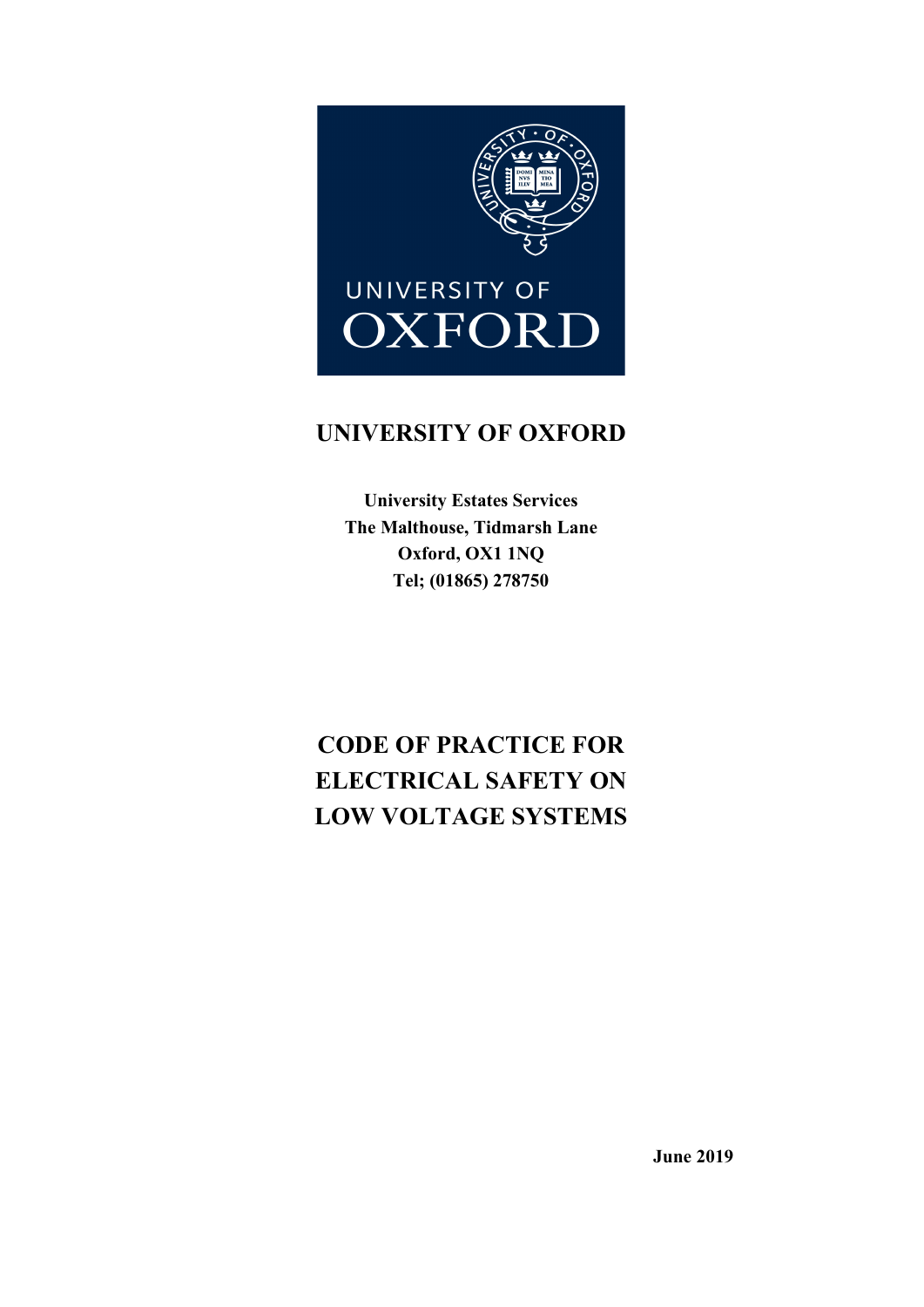# UNIVERSITY OF OXFORD

**University Estates Services**
**The Malthouse, Tidmarsh Lane**
**Oxford, OX1 1NQ**
**Tel; (01865) 278750**

# CODE OF PRACTICE FOR ELECTRICAL SAFETY ON LOW VOLTAGE SYSTEMS

**June 2019**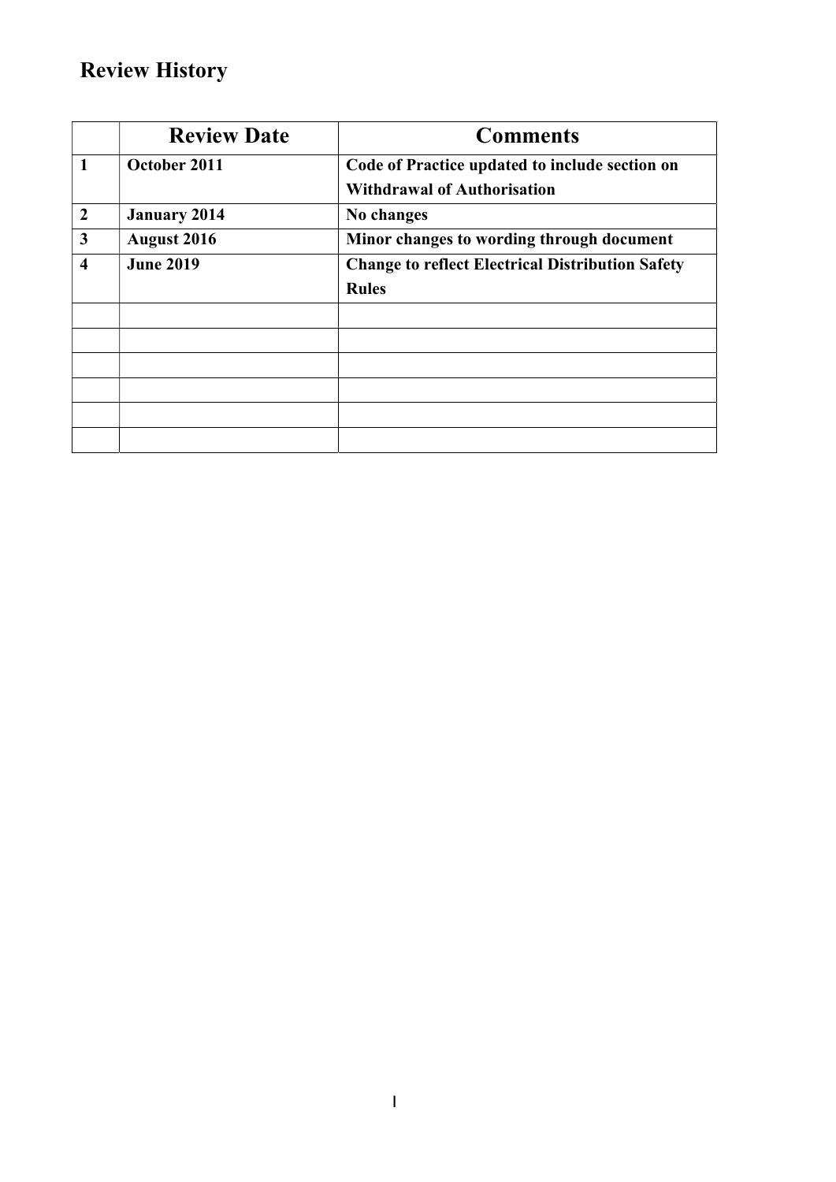## Review History

| | Review Date | Comments |
|---|---|---|
| 1 | October 2011 | Code of Practice updated to include section on Withdrawal of Authorisation |
| 2 | January 2014 | No changes |
| 3 | August 2016 | Minor changes to wording through document |
| 4 | June 2019 | Change to reflect Electrical Distribution Safety Rules |
| | | |
| | | |
| | | |
| | | |
| | | |
| | | |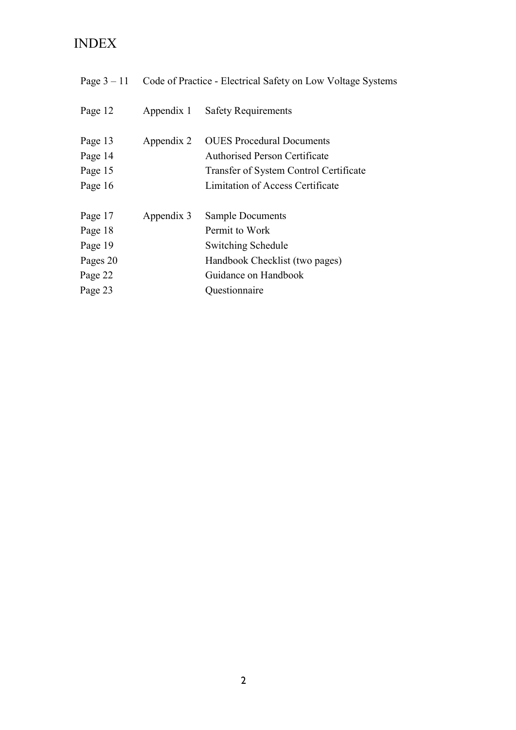# INDEX

| | | |
|---|---|---|
| Page 3 – 11 | Code of Practice - Electrical Safety on Low Voltage Systems | |
| Page 12 | Appendix 1 | Safety Requirements |
| Page 13 | Appendix 2 | OUES Procedural Documents |
| Page 14 | | Authorised Person Certificate |
| Page 15 | | Transfer of System Control Certificate |
| Page 16 | | Limitation of Access Certificate |
| Page 17 | Appendix 3 | Sample Documents |
| Page 18 | | Permit to Work |
| Page 19 | | Switching Schedule |
| Pages 20 | | Handbook Checklist (two pages) |
| Page 22 | | Guidance on Handbook |
| Page 23 | | Questionnaire |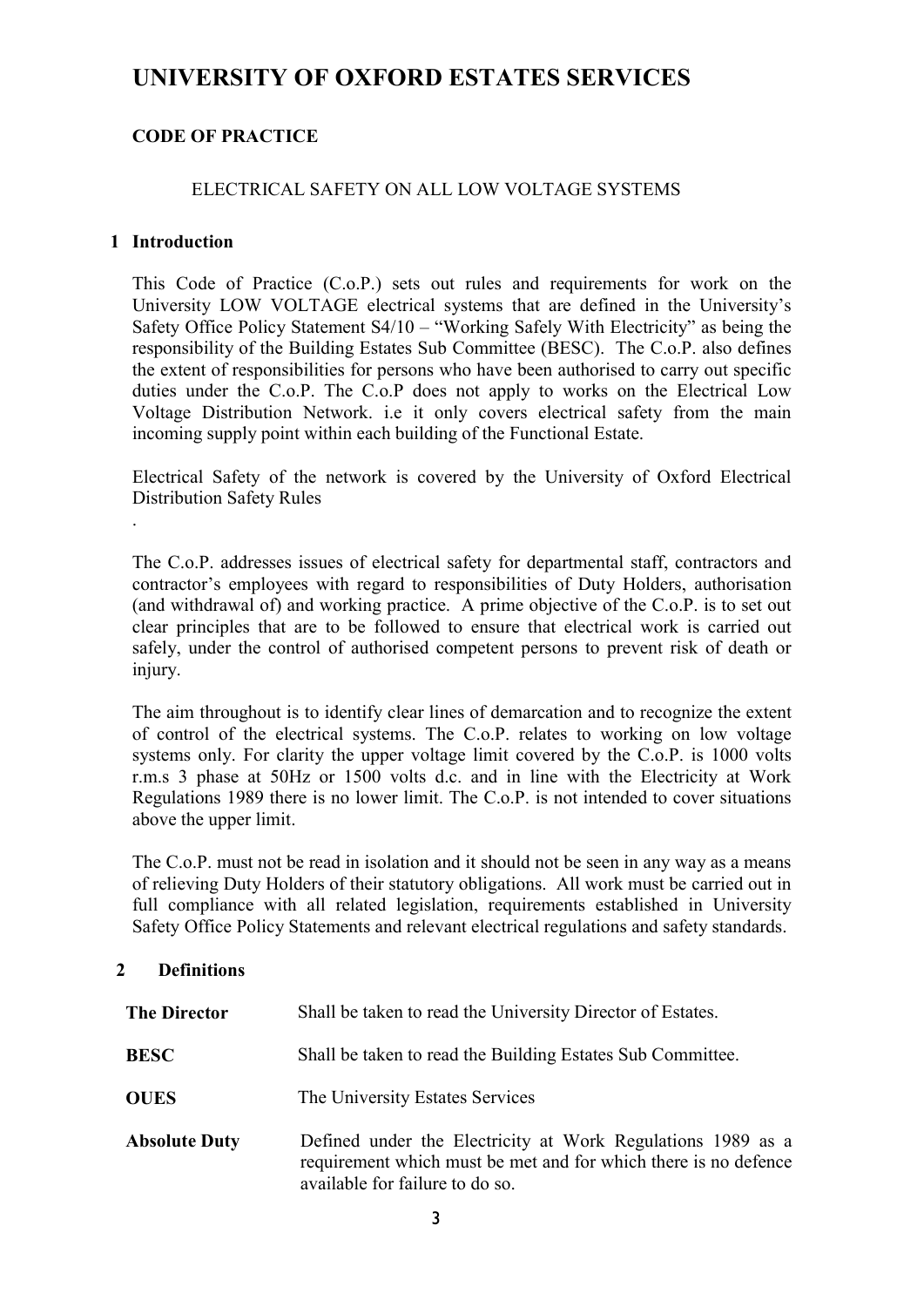# UNIVERSITY OF OXFORD ESTATES SERVICES

## CODE OF PRACTICE

ELECTRICAL SAFETY ON ALL LOW VOLTAGE SYSTEMS

### 1 Introduction

This Code of Practice (C.o.P.) sets out rules and requirements for work on the University LOW VOLTAGE electrical systems that are defined in the University's Safety Office Policy Statement S4/10 – "Working Safely With Electricity" as being the responsibility of the Building Estates Sub Committee (BESC). The C.o.P. also defines the extent of responsibilities for persons who have been authorised to carry out specific duties under the C.o.P. The C.o.P does not apply to works on the Electrical Low Voltage Distribution Network. i.e it only covers electrical safety from the main incoming supply point within each building of the Functional Estate.

Electrical Safety of the network is covered by the University of Oxford Electrical Distribution Safety Rules

.

The C.o.P. addresses issues of electrical safety for departmental staff, contractors and contractor's employees with regard to responsibilities of Duty Holders, authorisation (and withdrawal of) and working practice. A prime objective of the C.o.P. is to set out clear principles that are to be followed to ensure that electrical work is carried out safely, under the control of authorised competent persons to prevent risk of death or injury.

The aim throughout is to identify clear lines of demarcation and to recognize the extent of control of the electrical systems. The C.o.P. relates to working on low voltage systems only. For clarity the upper voltage limit covered by the C.o.P. is 1000 volts r.m.s 3 phase at 50Hz or 1500 volts d.c. and in line with the Electricity at Work Regulations 1989 there is no lower limit. The C.o.P. is not intended to cover situations above the upper limit.

The C.o.P. must not be read in isolation and it should not be seen in any way as a means of relieving Duty Holders of their statutory obligations. All work must be carried out in full compliance with all related legislation, requirements established in University Safety Office Policy Statements and relevant electrical regulations and safety standards.

### 2 Definitions

**The Director** Shall be taken to read the University Director of Estates.

**BESC** Shall be taken to read the Building Estates Sub Committee.

**OUES** The University Estates Services

**Absolute Duty** Defined under the Electricity at Work Regulations 1989 as a requirement which must be met and for which there is no defence available for failure to do so.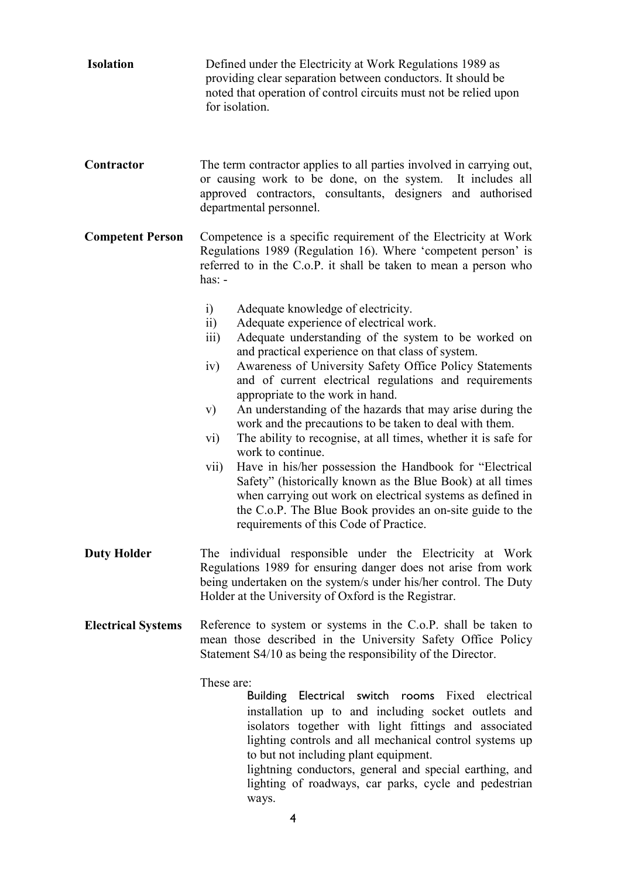**Isolation** Defined under the Electricity at Work Regulations 1989 as providing clear separation between conductors. It should be noted that operation of control circuits must not be relied upon for isolation.

**Contractor** The term contractor applies to all parties involved in carrying out, or causing work to be done, on the system. It includes all approved contractors, consultants, designers and authorised departmental personnel.

**Competent Person** Competence is a specific requirement of the Electricity at Work Regulations 1989 (Regulation 16). Where 'competent person' is referred to in the C.o.P. it shall be taken to mean a person who has: -

- i) Adequate knowledge of electricity.
- ii) Adequate experience of electrical work.
- iii) Adequate understanding of the system to be worked on and practical experience on that class of system.
- iv) Awareness of University Safety Office Policy Statements and of current electrical regulations and requirements appropriate to the work in hand.
- v) An understanding of the hazards that may arise during the work and the precautions to be taken to deal with them.
- vi) The ability to recognise, at all times, whether it is safe for work to continue.
- vii) Have in his/her possession the Handbook for "Electrical Safety" (historically known as the Blue Book) at all times when carrying out work on electrical systems as defined in the C.o.P. The Blue Book provides an on-site guide to the requirements of this Code of Practice.

**Duty Holder** The individual responsible under the Electricity at Work Regulations 1989 for ensuring danger does not arise from work being undertaken on the system/s under his/her control. The Duty Holder at the University of Oxford is the Registrar.

**Electrical Systems** Reference to system or systems in the C.o.P. shall be taken to mean those described in the University Safety Office Policy Statement S4/10 as being the responsibility of the Director.

These are:

Building Electrical switch rooms Fixed electrical installation up to and including socket outlets and isolators together with light fittings and associated lighting controls and all mechanical control systems up to but not including plant equipment.

lightning conductors, general and special earthing, and lighting of roadways, car parks, cycle and pedestrian ways.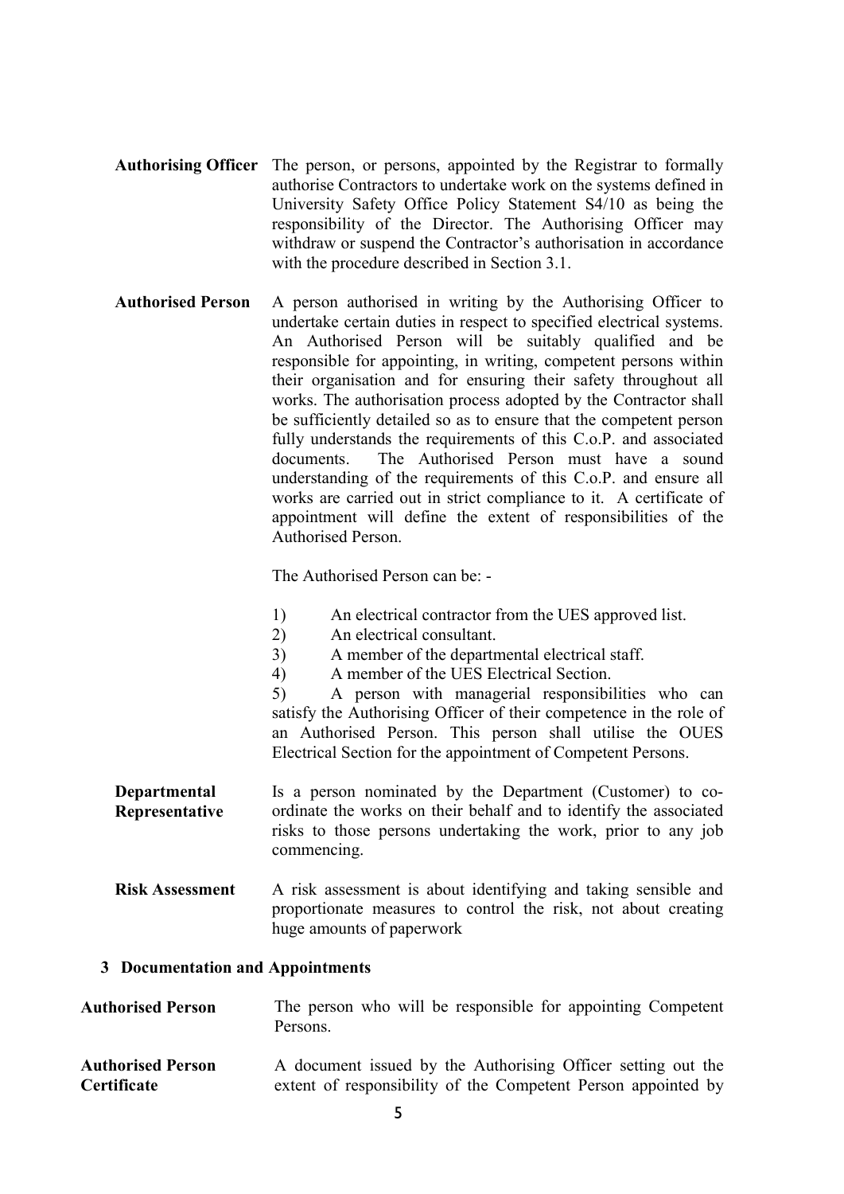**Authorising Officer** The person, or persons, appointed by the Registrar to formally authorise Contractors to undertake work on the systems defined in University Safety Office Policy Statement S4/10 as being the responsibility of the Director. The Authorising Officer may withdraw or suspend the Contractor's authorisation in accordance with the procedure described in Section 3.1.

**Authorised Person** A person authorised in writing by the Authorising Officer to undertake certain duties in respect to specified electrical systems. An Authorised Person will be suitably qualified and be responsible for appointing, in writing, competent persons within their organisation and for ensuring their safety throughout all works. The authorisation process adopted by the Contractor shall be sufficiently detailed so as to ensure that the competent person fully understands the requirements of this C.o.P. and associated documents. The Authorised Person must have a sound understanding of the requirements of this C.o.P. and ensure all works are carried out in strict compliance to it. A certificate of appointment will define the extent of responsibilities of the Authorised Person.

The Authorised Person can be: -

1) An electrical contractor from the UES approved list.
2) An electrical consultant.
3) A member of the departmental electrical staff.
4) A member of the UES Electrical Section.
5) A person with managerial responsibilities who can satisfy the Authorising Officer of their competence in the role of an Authorised Person. This person shall utilise the OUES Electrical Section for the appointment of Competent Persons.

**Departmental Representative** Is a person nominated by the Department (Customer) to co-ordinate the works on their behalf and to identify the associated risks to those persons undertaking the work, prior to any job commencing.

**Risk Assessment** A risk assessment is about identifying and taking sensible and proportionate measures to control the risk, not about creating huge amounts of paperwork

## 3 Documentation and Appointments

**Authorised Person** The person who will be responsible for appointing Competent Persons.

**Authorised Person Certificate** A document issued by the Authorising Officer setting out the extent of responsibility of the Competent Person appointed by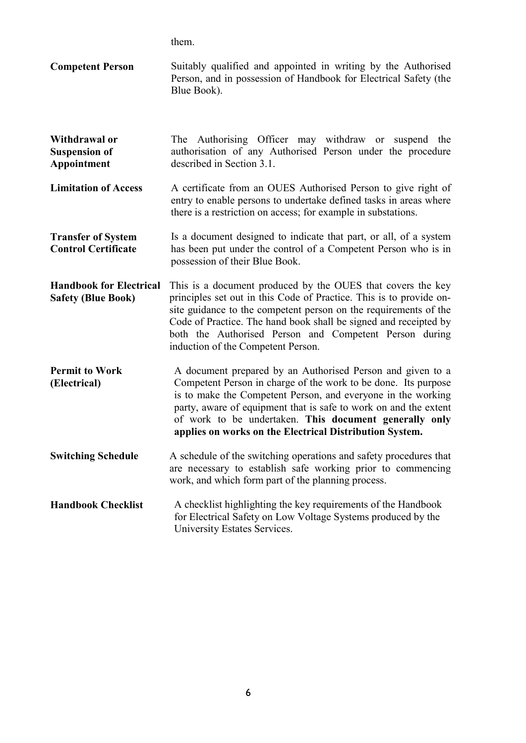them.

**Competent Person**
Suitably qualified and appointed in writing by the Authorised Person, and in possession of Handbook for Electrical Safety (the Blue Book).

**Withdrawal or Suspension of Appointment**
The Authorising Officer may withdraw or suspend the authorisation of any Authorised Person under the procedure described in Section 3.1.

**Limitation of Access**
A certificate from an OUES Authorised Person to give right of entry to enable persons to undertake defined tasks in areas where there is a restriction on access; for example in substations.

**Transfer of System Control Certificate**
Is a document designed to indicate that part, or all, of a system has been put under the control of a Competent Person who is in possession of their Blue Book.

**Handbook for Electrical Safety (Blue Book)**
This is a document produced by the OUES that covers the key principles set out in this Code of Practice. This is to provide on-site guidance to the competent person on the requirements of the Code of Practice. The hand book shall be signed and receipted by both the Authorised Person and Competent Person during induction of the Competent Person.

**Permit to Work (Electrical)**
A document prepared by an Authorised Person and given to a Competent Person in charge of the work to be done. Its purpose is to make the Competent Person, and everyone in the working party, aware of equipment that is safe to work on and the extent of work to be undertaken. **This document generally only applies on works on the Electrical Distribution System.**

**Switching Schedule**
A schedule of the switching operations and safety procedures that are necessary to establish safe working prior to commencing work, and which form part of the planning process.

**Handbook Checklist**
A checklist highlighting the key requirements of the Handbook for Electrical Safety on Low Voltage Systems produced by the University Estates Services.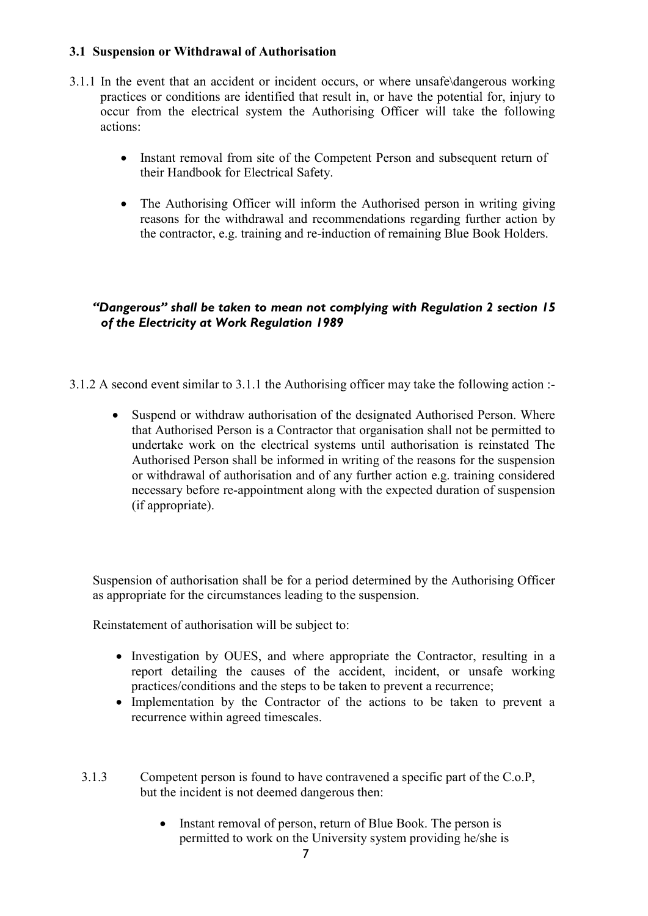### 3.1 Suspension or Withdrawal of Authorisation

3.1.1 In the event that an accident or incident occurs, or where unsafe\dangerous working practices or conditions are identified that result in, or have the potential for, injury to occur from the electrical system the Authorising Officer will take the following actions:

- Instant removal from site of the Competent Person and subsequent return of their Handbook for Electrical Safety.
- The Authorising Officer will inform the Authorised person in writing giving reasons for the withdrawal and recommendations regarding further action by the contractor, e.g. training and re-induction of remaining Blue Book Holders.

***"Dangerous" shall be taken to mean not complying with Regulation 2 section 15 of the Electricity at Work Regulation 1989***

3.1.2 A second event similar to 3.1.1 the Authorising officer may take the following action :-

- Suspend or withdraw authorisation of the designated Authorised Person. Where that Authorised Person is a Contractor that organisation shall not be permitted to undertake work on the electrical systems until authorisation is reinstated The Authorised Person shall be informed in writing of the reasons for the suspension or withdrawal of authorisation and of any further action e.g. training considered necessary before re-appointment along with the expected duration of suspension (if appropriate).

Suspension of authorisation shall be for a period determined by the Authorising Officer as appropriate for the circumstances leading to the suspension.

Reinstatement of authorisation will be subject to:

- Investigation by OUES, and where appropriate the Contractor, resulting in a report detailing the causes of the accident, incident, or unsafe working practices/conditions and the steps to be taken to prevent a recurrence;
- Implementation by the Contractor of the actions to be taken to prevent a recurrence within agreed timescales.

3.1.3 Competent person is found to have contravened a specific part of the C.o.P, but the incident is not deemed dangerous then:

- Instant removal of person, return of Blue Book. The person is permitted to work on the University system providing he/she is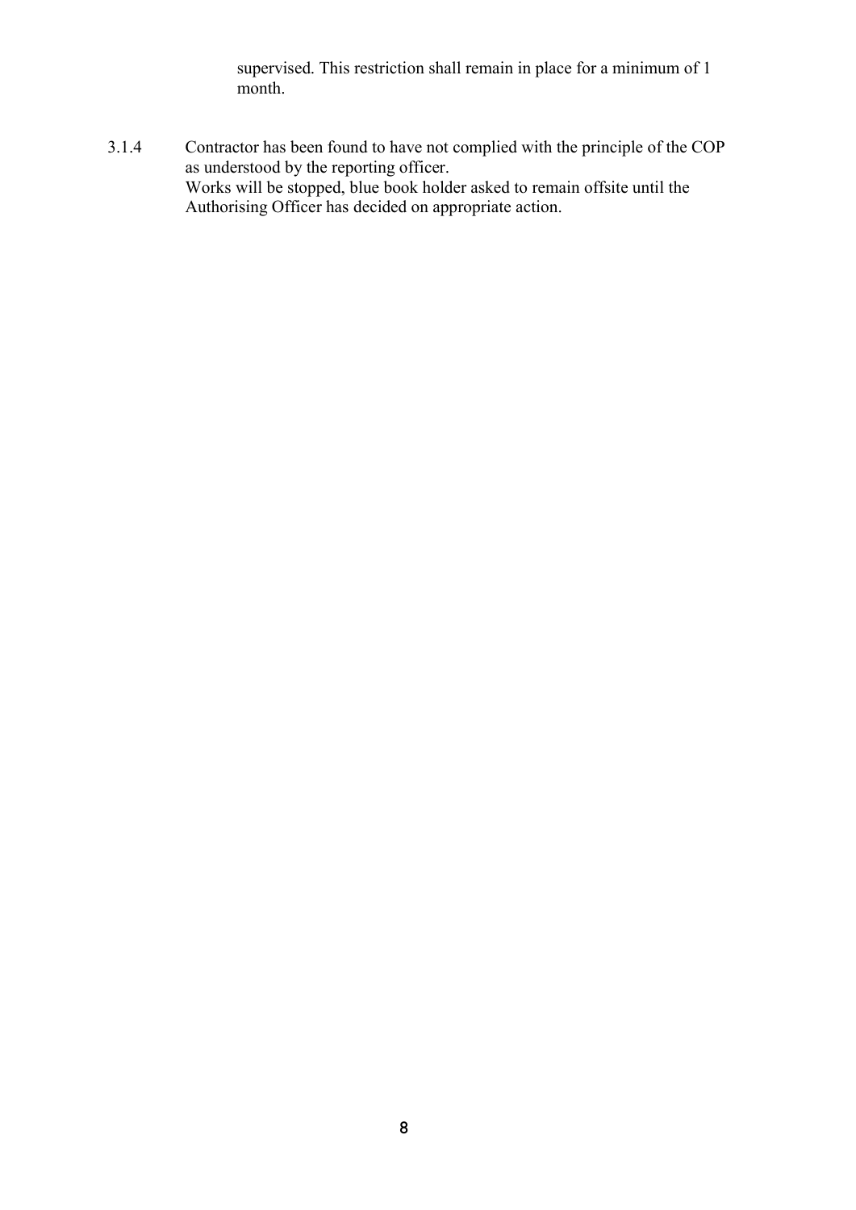supervised. This restriction shall remain in place for a minimum of 1 month.

3.1.4 Contractor has been found to have not complied with the principle of the COP as understood by the reporting officer.
Works will be stopped, blue book holder asked to remain offsite until the Authorising Officer has decided on appropriate action.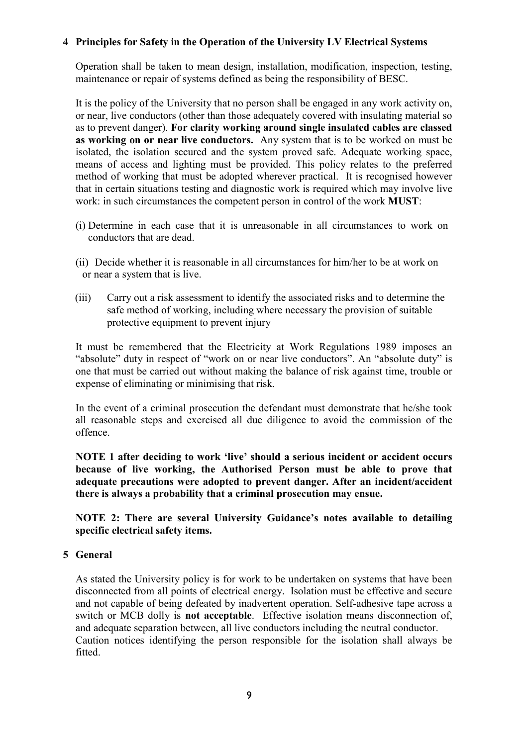## 4 Principles for Safety in the Operation of the University LV Electrical Systems

Operation shall be taken to mean design, installation, modification, inspection, testing, maintenance or repair of systems defined as being the responsibility of BESC.

It is the policy of the University that no person shall be engaged in any work activity on, or near, live conductors (other than those adequately covered with insulating material so as to prevent danger). **For clarity working around single insulated cables are classed as working on or near live conductors.** Any system that is to be worked on must be isolated, the isolation secured and the system proved safe. Adequate working space, means of access and lighting must be provided. This policy relates to the preferred method of working that must be adopted wherever practical. It is recognised however that in certain situations testing and diagnostic work is required which may involve live work: in such circumstances the competent person in control of the work **MUST**:

(i) Determine in each case that it is unreasonable in all circumstances to work on conductors that are dead.

(ii) Decide whether it is reasonable in all circumstances for him/her to be at work on or near a system that is live.

(iii) Carry out a risk assessment to identify the associated risks and to determine the safe method of working, including where necessary the provision of suitable protective equipment to prevent injury

It must be remembered that the Electricity at Work Regulations 1989 imposes an "absolute" duty in respect of "work on or near live conductors". An "absolute duty" is one that must be carried out without making the balance of risk against time, trouble or expense of eliminating or minimising that risk.

In the event of a criminal prosecution the defendant must demonstrate that he/she took all reasonable steps and exercised all due diligence to avoid the commission of the offence.

**NOTE 1 after deciding to work 'live' should a serious incident or accident occurs because of live working, the Authorised Person must be able to prove that adequate precautions were adopted to prevent danger. After an incident/accident there is always a probability that a criminal prosecution may ensue.**

**NOTE 2: There are several University Guidance's notes available to detailing specific electrical safety items.**

## 5 General

As stated the University policy is for work to be undertaken on systems that have been disconnected from all points of electrical energy. Isolation must be effective and secure and not capable of being defeated by inadvertent operation. Self-adhesive tape across a switch or MCB dolly is **not acceptable**. Effective isolation means disconnection of, and adequate separation between, all live conductors including the neutral conductor. Caution notices identifying the person responsible for the isolation shall always be fitted.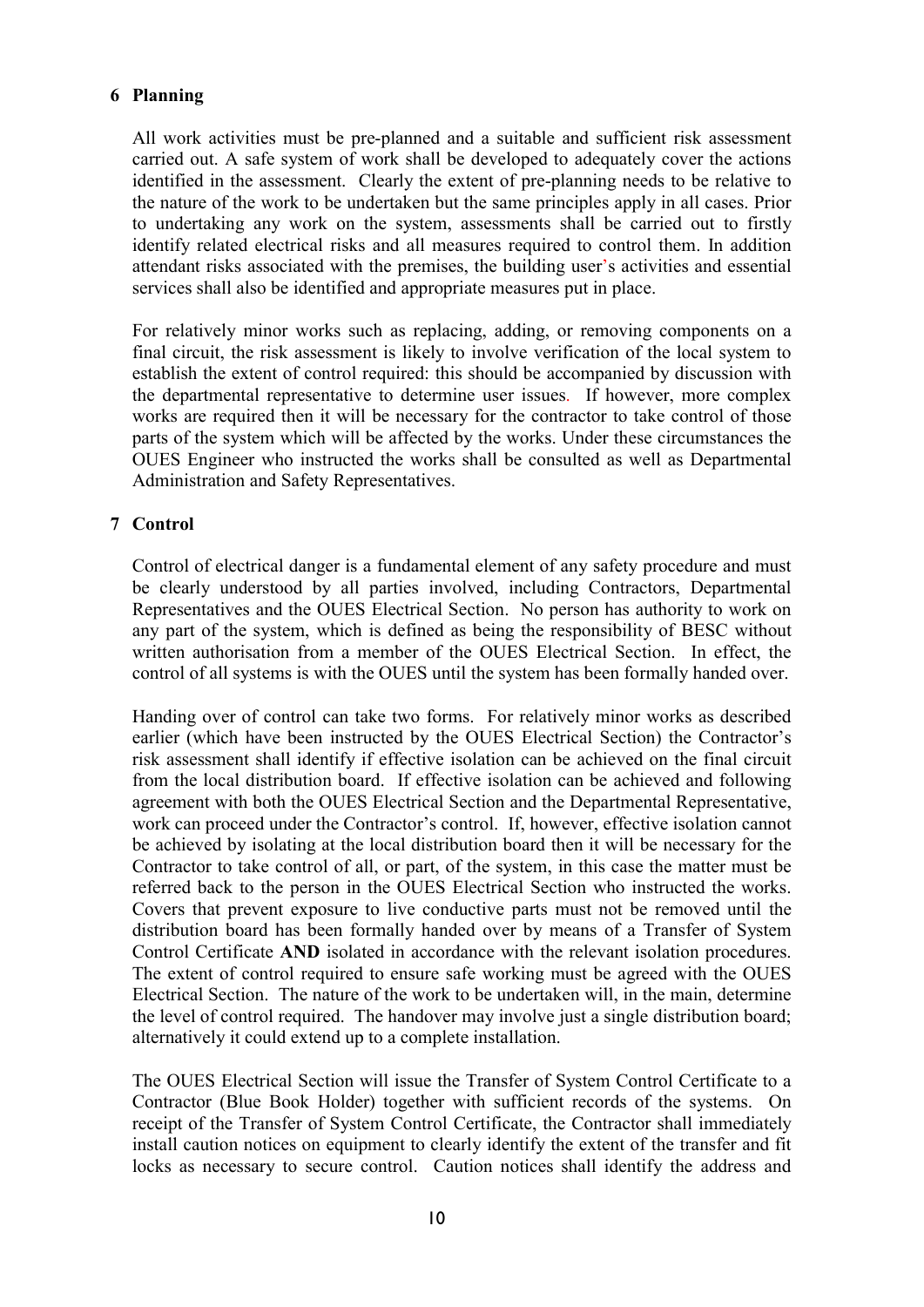## 6 Planning

All work activities must be pre-planned and a suitable and sufficient risk assessment carried out. A safe system of work shall be developed to adequately cover the actions identified in the assessment. Clearly the extent of pre-planning needs to be relative to the nature of the work to be undertaken but the same principles apply in all cases. Prior to undertaking any work on the system, assessments shall be carried out to firstly identify related electrical risks and all measures required to control them. In addition attendant risks associated with the premises, the building user's activities and essential services shall also be identified and appropriate measures put in place.

For relatively minor works such as replacing, adding, or removing components on a final circuit, the risk assessment is likely to involve verification of the local system to establish the extent of control required: this should be accompanied by discussion with the departmental representative to determine user issues. If however, more complex works are required then it will be necessary for the contractor to take control of those parts of the system which will be affected by the works. Under these circumstances the OUES Engineer who instructed the works shall be consulted as well as Departmental Administration and Safety Representatives.

## 7 Control

Control of electrical danger is a fundamental element of any safety procedure and must be clearly understood by all parties involved, including Contractors, Departmental Representatives and the OUES Electrical Section. No person has authority to work on any part of the system, which is defined as being the responsibility of BESC without written authorisation from a member of the OUES Electrical Section. In effect, the control of all systems is with the OUES until the system has been formally handed over.

Handing over of control can take two forms. For relatively minor works as described earlier (which have been instructed by the OUES Electrical Section) the Contractor's risk assessment shall identify if effective isolation can be achieved on the final circuit from the local distribution board. If effective isolation can be achieved and following agreement with both the OUES Electrical Section and the Departmental Representative, work can proceed under the Contractor's control. If, however, effective isolation cannot be achieved by isolating at the local distribution board then it will be necessary for the Contractor to take control of all, or part, of the system, in this case the matter must be referred back to the person in the OUES Electrical Section who instructed the works. Covers that prevent exposure to live conductive parts must not be removed until the distribution board has been formally handed over by means of a Transfer of System Control Certificate **AND** isolated in accordance with the relevant isolation procedures. The extent of control required to ensure safe working must be agreed with the OUES Electrical Section. The nature of the work to be undertaken will, in the main, determine the level of control required. The handover may involve just a single distribution board; alternatively it could extend up to a complete installation.

The OUES Electrical Section will issue the Transfer of System Control Certificate to a Contractor (Blue Book Holder) together with sufficient records of the systems. On receipt of the Transfer of System Control Certificate, the Contractor shall immediately install caution notices on equipment to clearly identify the extent of the transfer and fit locks as necessary to secure control. Caution notices shall identify the address and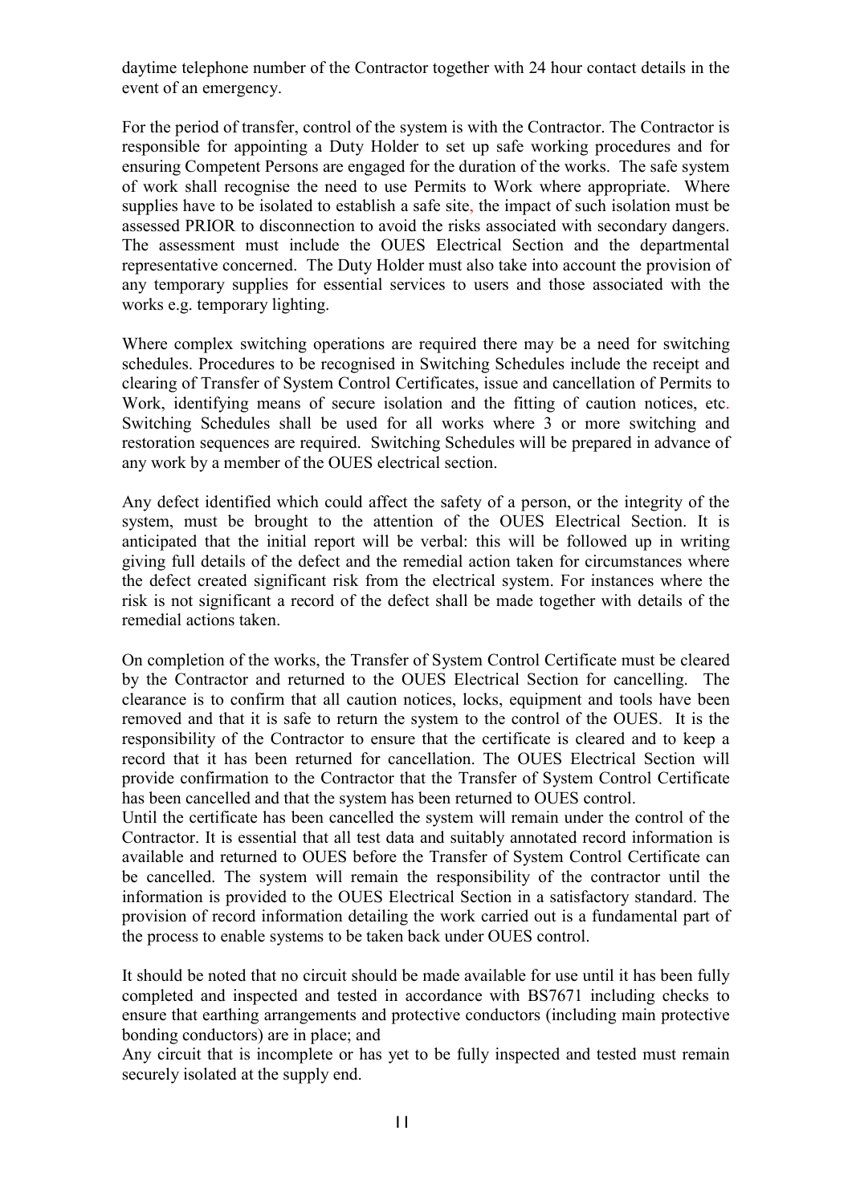daytime telephone number of the Contractor together with 24 hour contact details in the event of an emergency.

For the period of transfer, control of the system is with the Contractor. The Contractor is responsible for appointing a Duty Holder to set up safe working procedures and for ensuring Competent Persons are engaged for the duration of the works. The safe system of work shall recognise the need to use Permits to Work where appropriate. Where supplies have to be isolated to establish a safe site, the impact of such isolation must be assessed PRIOR to disconnection to avoid the risks associated with secondary dangers. The assessment must include the OUES Electrical Section and the departmental representative concerned. The Duty Holder must also take into account the provision of any temporary supplies for essential services to users and those associated with the works e.g. temporary lighting.

Where complex switching operations are required there may be a need for switching schedules. Procedures to be recognised in Switching Schedules include the receipt and clearing of Transfer of System Control Certificates, issue and cancellation of Permits to Work, identifying means of secure isolation and the fitting of caution notices, etc. Switching Schedules shall be used for all works where 3 or more switching and restoration sequences are required. Switching Schedules will be prepared in advance of any work by a member of the OUES electrical section.

Any defect identified which could affect the safety of a person, or the integrity of the system, must be brought to the attention of the OUES Electrical Section. It is anticipated that the initial report will be verbal: this will be followed up in writing giving full details of the defect and the remedial action taken for circumstances where the defect created significant risk from the electrical system. For instances where the risk is not significant a record of the defect shall be made together with details of the remedial actions taken.

On completion of the works, the Transfer of System Control Certificate must be cleared by the Contractor and returned to the OUES Electrical Section for cancelling. The clearance is to confirm that all caution notices, locks, equipment and tools have been removed and that it is safe to return the system to the control of the OUES. It is the responsibility of the Contractor to ensure that the certificate is cleared and to keep a record that it has been returned for cancellation. The OUES Electrical Section will provide confirmation to the Contractor that the Transfer of System Control Certificate has been cancelled and that the system has been returned to OUES control.
Until the certificate has been cancelled the system will remain under the control of the Contractor. It is essential that all test data and suitably annotated record information is available and returned to OUES before the Transfer of System Control Certificate can be cancelled. The system will remain the responsibility of the contractor until the information is provided to the OUES Electrical Section in a satisfactory standard. The provision of record information detailing the work carried out is a fundamental part of the process to enable systems to be taken back under OUES control.

It should be noted that no circuit should be made available for use until it has been fully completed and inspected and tested in accordance with BS7671 including checks to ensure that earthing arrangements and protective conductors (including main protective bonding conductors) are in place; and
Any circuit that is incomplete or has yet to be fully inspected and tested must remain securely isolated at the supply end.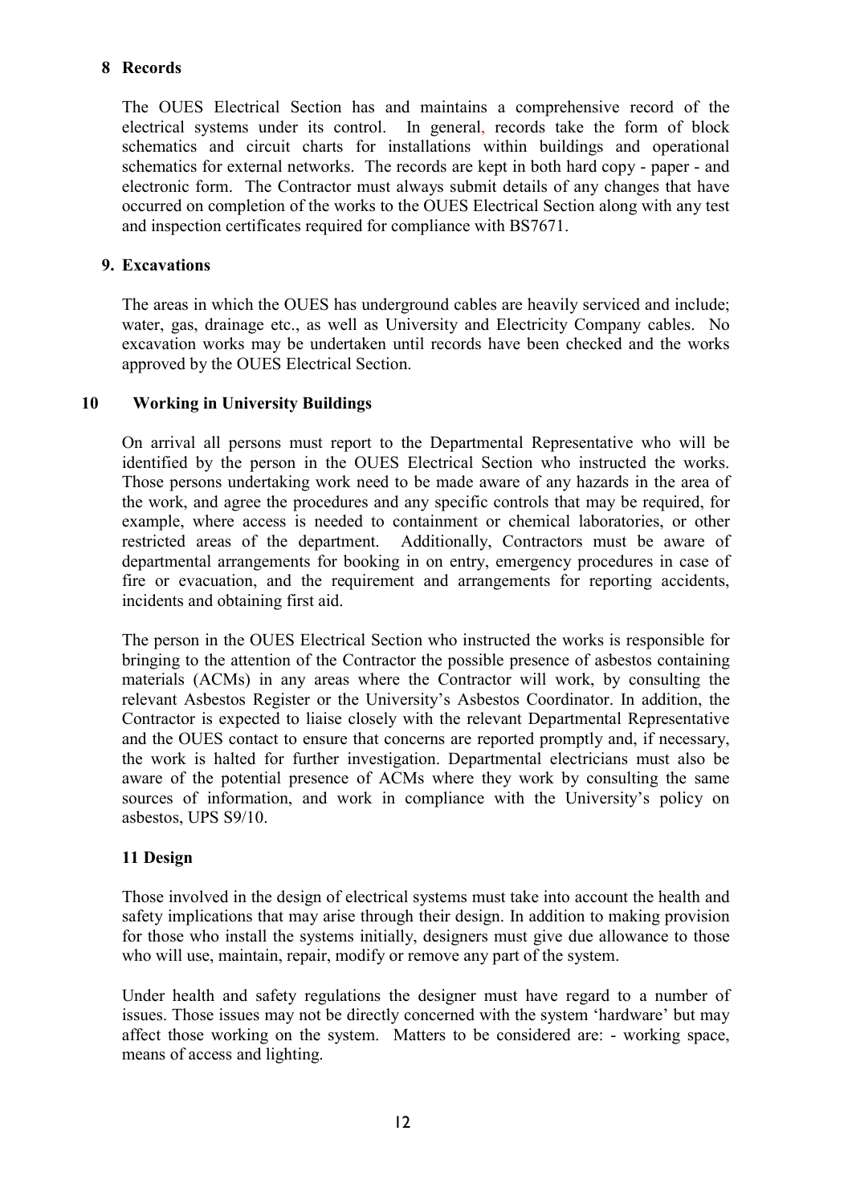## 8 Records

The OUES Electrical Section has and maintains a comprehensive record of the electrical systems under its control. In general, records take the form of block schematics and circuit charts for installations within buildings and operational schematics for external networks. The records are kept in both hard copy - paper - and electronic form. The Contractor must always submit details of any changes that have occurred on completion of the works to the OUES Electrical Section along with any test and inspection certificates required for compliance with BS7671.

## 9. Excavations

The areas in which the OUES has underground cables are heavily serviced and include; water, gas, drainage etc., as well as University and Electricity Company cables. No excavation works may be undertaken until records have been checked and the works approved by the OUES Electrical Section.

## 10 Working in University Buildings

On arrival all persons must report to the Departmental Representative who will be identified by the person in the OUES Electrical Section who instructed the works. Those persons undertaking work need to be made aware of any hazards in the area of the work, and agree the procedures and any specific controls that may be required, for example, where access is needed to containment or chemical laboratories, or other restricted areas of the department. Additionally, Contractors must be aware of departmental arrangements for booking in on entry, emergency procedures in case of fire or evacuation, and the requirement and arrangements for reporting accidents, incidents and obtaining first aid.

The person in the OUES Electrical Section who instructed the works is responsible for bringing to the attention of the Contractor the possible presence of asbestos containing materials (ACMs) in any areas where the Contractor will work, by consulting the relevant Asbestos Register or the University's Asbestos Coordinator. In addition, the Contractor is expected to liaise closely with the relevant Departmental Representative and the OUES contact to ensure that concerns are reported promptly and, if necessary, the work is halted for further investigation. Departmental electricians must also be aware of the potential presence of ACMs where they work by consulting the same sources of information, and work in compliance with the University's policy on asbestos, UPS S9/10.

## 11 Design

Those involved in the design of electrical systems must take into account the health and safety implications that may arise through their design. In addition to making provision for those who install the systems initially, designers must give due allowance to those who will use, maintain, repair, modify or remove any part of the system.

Under health and safety regulations the designer must have regard to a number of issues. Those issues may not be directly concerned with the system 'hardware' but may affect those working on the system. Matters to be considered are: - working space, means of access and lighting.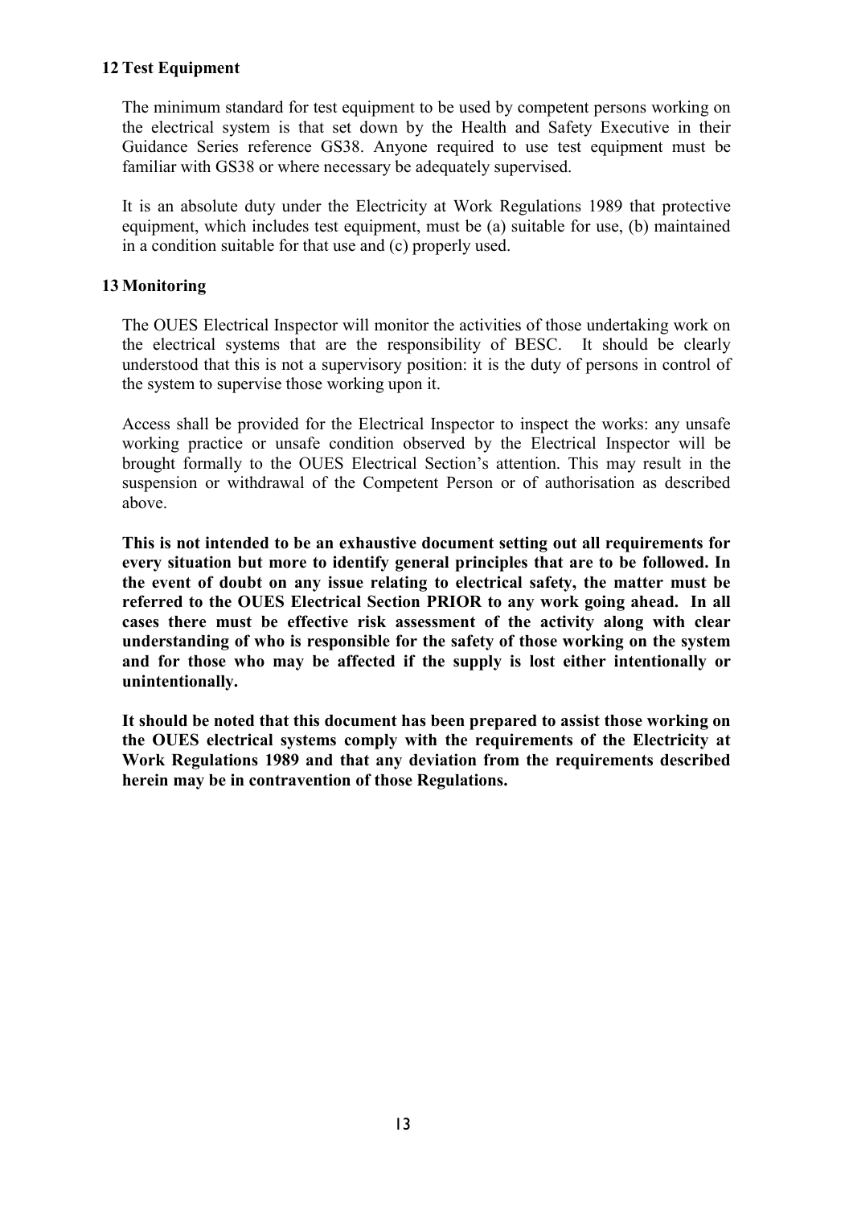## 12 Test Equipment

The minimum standard for test equipment to be used by competent persons working on the electrical system is that set down by the Health and Safety Executive in their Guidance Series reference GS38. Anyone required to use test equipment must be familiar with GS38 or where necessary be adequately supervised.

It is an absolute duty under the Electricity at Work Regulations 1989 that protective equipment, which includes test equipment, must be (a) suitable for use, (b) maintained in a condition suitable for that use and (c) properly used.

## 13 Monitoring

The OUES Electrical Inspector will monitor the activities of those undertaking work on the electrical systems that are the responsibility of BESC. It should be clearly understood that this is not a supervisory position: it is the duty of persons in control of the system to supervise those working upon it.

Access shall be provided for the Electrical Inspector to inspect the works: any unsafe working practice or unsafe condition observed by the Electrical Inspector will be brought formally to the OUES Electrical Section's attention. This may result in the suspension or withdrawal of the Competent Person or of authorisation as described above.

**This is not intended to be an exhaustive document setting out all requirements for every situation but more to identify general principles that are to be followed. In the event of doubt on any issue relating to electrical safety, the matter must be referred to the OUES Electrical Section PRIOR to any work going ahead. In all cases there must be effective risk assessment of the activity along with clear understanding of who is responsible for the safety of those working on the system and for those who may be affected if the supply is lost either intentionally or unintentionally.**

**It should be noted that this document has been prepared to assist those working on the OUES electrical systems comply with the requirements of the Electricity at Work Regulations 1989 and that any deviation from the requirements described herein may be in contravention of those Regulations.**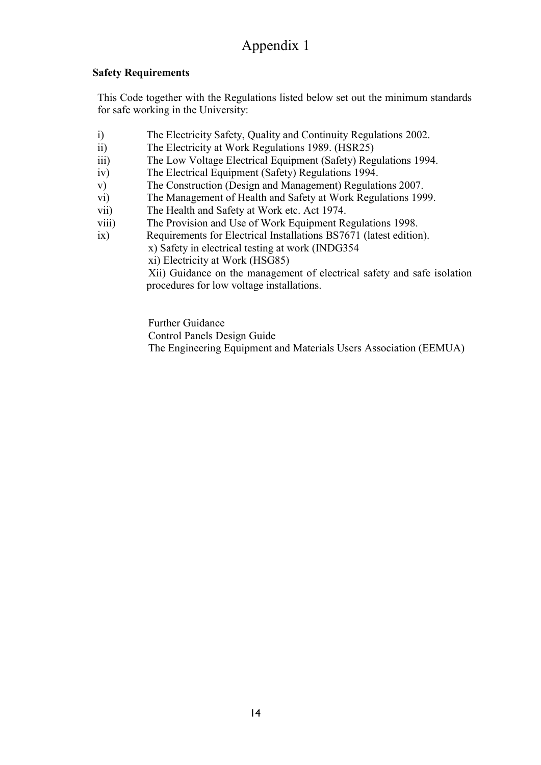# Appendix 1

**Safety Requirements**

This Code together with the Regulations listed below set out the minimum standards for safe working in the University:

i) The Electricity Safety, Quality and Continuity Regulations 2002.
ii) The Electricity at Work Regulations 1989. (HSR25)
iii) The Low Voltage Electrical Equipment (Safety) Regulations 1994.
iv) The Electrical Equipment (Safety) Regulations 1994.
v) The Construction (Design and Management) Regulations 2007.
vi) The Management of Health and Safety at Work Regulations 1999.
vii) The Health and Safety at Work etc. Act 1974.
viii) The Provision and Use of Work Equipment Regulations 1998.
ix) Requirements for Electrical Installations BS7671 (latest edition).
x) Safety in electrical testing at work (INDG354
xi) Electricity at Work (HSG85)
Xii) Guidance on the management of electrical safety and safe isolation procedures for low voltage installations.

Further Guidance
Control Panels Design Guide
The Engineering Equipment and Materials Users Association (EEMUA)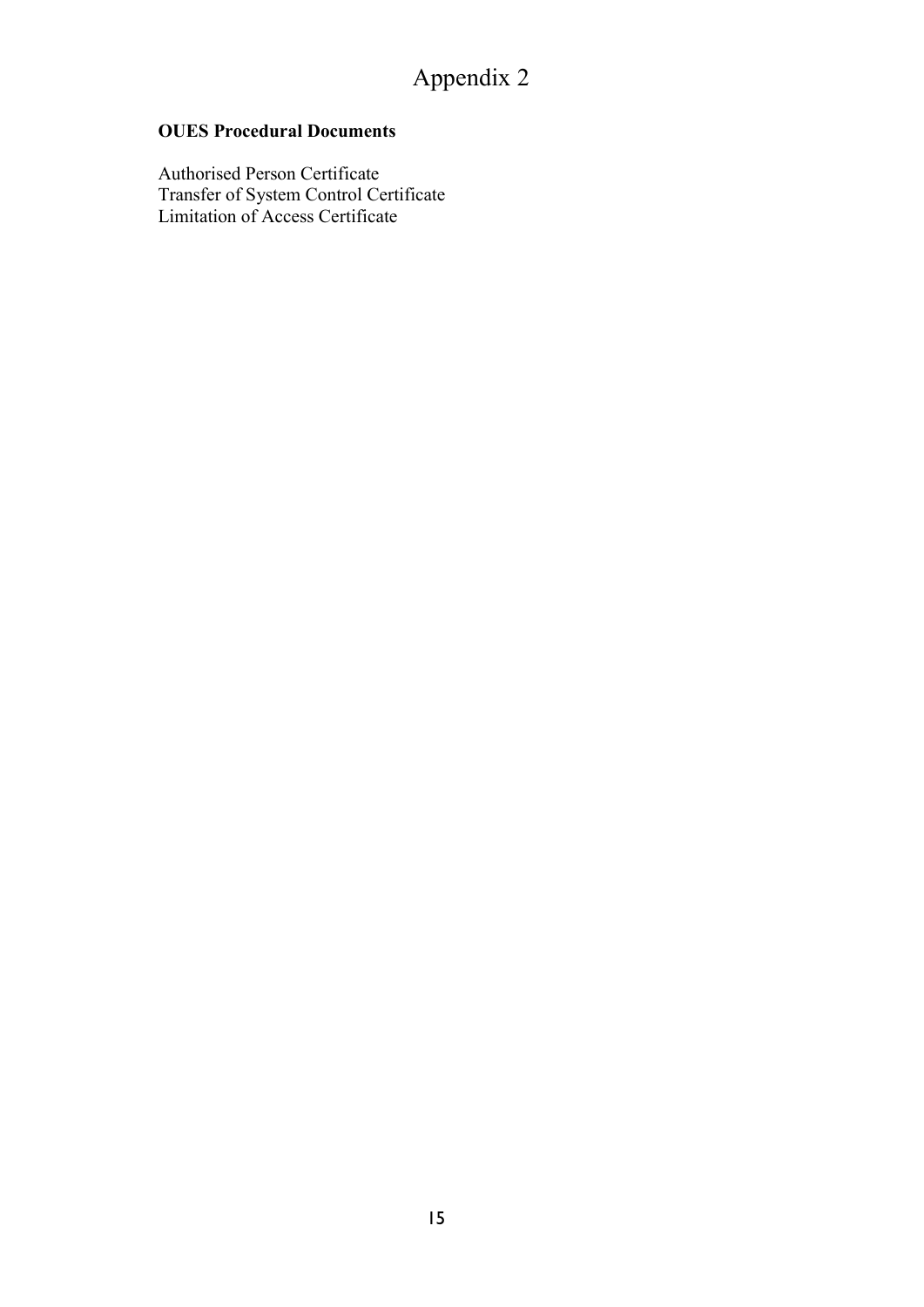# Appendix 2

**OUES Procedural Documents**

Authorised Person Certificate
Transfer of System Control Certificate
Limitation of Access Certificate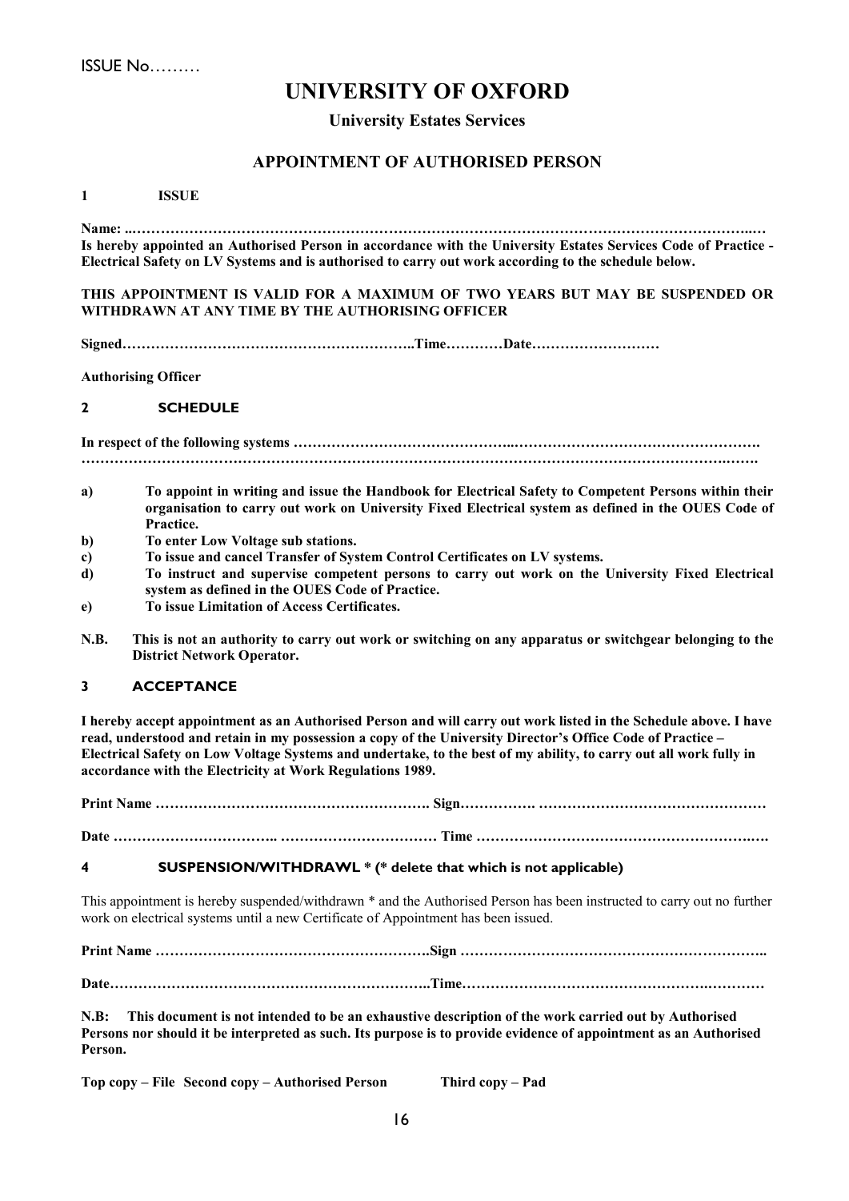ISSUE No………

# UNIVERSITY OF OXFORD

**University Estates Services**

## APPOINTMENT OF AUTHORISED PERSON

### 1 ISSUE

**Name: ..…………………………………………………………………………………………………………………..…**
**Is hereby appointed an Authorised Person in accordance with the University Estates Services Code of Practice - Electrical Safety on LV Systems and is authorised to carry out work according to the schedule below.**

**THIS APPOINTMENT IS VALID FOR A MAXIMUM OF TWO YEARS BUT MAY BE SUSPENDED OR WITHDRAWN AT ANY TIME BY THE AUTHORISING OFFICER**

**Signed……………………………………………………..Time…………Date………………………**

**Authorising Officer**

### 2 SCHEDULE

**In respect of the following systems ……………………………………..…………………………………………….**
**………………………………………………………………………………………………………………….…….**

- **a)** **To appoint in writing and issue the Handbook for Electrical Safety to Competent Persons within their organisation to carry out work on University Fixed Electrical system as defined in the OUES Code of Practice.**
- **b)** **To enter Low Voltage sub stations.**
- **c)** **To issue and cancel Transfer of System Control Certificates on LV systems.**
- **d)** **To instruct and supervise competent persons to carry out work on the University Fixed Electrical system as defined in the OUES Code of Practice.**
- **e)** **To issue Limitation of Access Certificates.**

**N.B.** **This is not an authority to carry out work or switching on any apparatus or switchgear belonging to the District Network Operator.**

### 3 ACCEPTANCE

**I hereby accept appointment as an Authorised Person and will carry out work listed in the Schedule above. I have read, understood and retain in my possession a copy of the University Director's Office Code of Practice – Electrical Safety on Low Voltage Systems and undertake, to the best of my ability, to carry out all work fully in accordance with the Electricity at Work Regulations 1989.**

**Print Name …………………………………………………. Sign……………. …………………………………………**

**Date …………………………….. …………………………… Time …………………………………………………..….**

### 4 SUSPENSION/WITHDRAWL * (* delete that which is not applicable)

This appointment is hereby suspended/withdrawn * and the Authorised Person has been instructed to carry out no further work on electrical systems until a new Certificate of Appointment has been issued.

**Print Name ………………………………………………….Sign ………………………………………………………..**

**Date…………………………………………………………..Time………………………………………….…………**

**N.B:** **This document is not intended to be an exhaustive description of the work carried out by Authorised Persons nor should it be interpreted as such. Its purpose is to provide evidence of appointment as an Authorised Person.**

**Top copy – File Second copy – Authorised Person Third copy – Pad**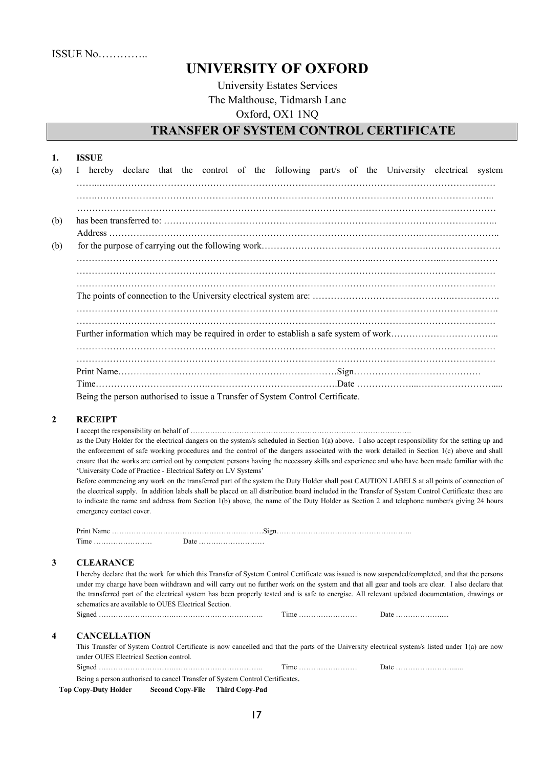ISSUE No…………..

# UNIVERSITY OF OXFORD

University Estates Services

The Malthouse, Tidmarsh Lane

Oxford, OX1 1NQ

## TRANSFER OF SYSTEM CONTROL CERTIFICATE

**1. ISSUE**

(a) I hereby declare that the control of the following part/s of the University electrical system ……………………………………………………………………………………………………………………… ……………………………………………………………………………………………………………………… ………………………………………………………………………………………………………………………

(b) has been transferred to: ………………………………………………………………………………………………..
Address ……………………………………………………………………………………………………………..

(b) for the purpose of carrying out the following work…………………………………………………………………… ……………………………………………………………………………………………………………………… ……………………………………………………………………………………………………………………… ………………………………………………………………………………………………………………………

The points of connection to the University electrical system are: ……………………………………………………. ……………………………………………………………………………………………………………………… ………………………………………………………………………………………………………………………

Further information which may be required in order to establish a safe system of work……………………………... ……………………………………………………………………………………………………………………… ………………………………………………………………………………………………………………………

Print Name…………………………………………………………………Sign……………………………………

Time…………………………………………………………………………….Date ………………………………….....

Being the person authorised to issue a Transfer of System Control Certificate.

**2 RECEIPT**

I accept the responsibility on behalf of ……………………………………………………………………………………
as the Duty Holder for the electrical dangers on the system/s scheduled in Section 1(a) above. I also accept responsibility for the setting up and the enforcement of safe working procedures and the control of the dangers associated with the work detailed in Section 1(c) above and shall ensure that the works are carried out by competent persons having the necessary skills and experience and who have been made familiar with the 'University Code of Practice - Electrical Safety on LV Systems'

Before commencing any work on the transferred part of the system the Duty Holder shall post CAUTION LABELS at all points of connection of the electrical supply. In addition labels shall be placed on all distribution board included in the Transfer of System Control Certificate: these are to indicate the name and address from Section 1(b) above, the name of the Duty Holder as Section 2 and telephone number/s giving 24 hours emergency contact cover.

Print Name …………………………………………………………….Sign………………………………………………..

Time ……………………  Date ………………………

**3 CLEARANCE**

I hereby declare that the work for which this Transfer of System Control Certificate was issued is now suspended/completed, and that the persons under my charge have been withdrawn and will carry out no further work on the system and that all gear and tools are clear. I also declare that the transferred part of the electrical system has been properly tested and is safe to energise. All relevant updated documentation, drawings or schematics are available to OUES Electrical Section.

Signed …………………………………………………………. Time …………………… Date ………………....

**4 CANCELLATION**

This Transfer of System Control Certificate is now cancelled and that the parts of the University electrical system/s listed under 1(a) are now under OUES Electrical Section control.

Signed …………………………………………………………. Time …………………… Date …………………….....

Being a person authorised to cancel Transfer of System Control Certificates.

**Top Copy-Duty Holder  Second Copy-File  Third Copy-Pad**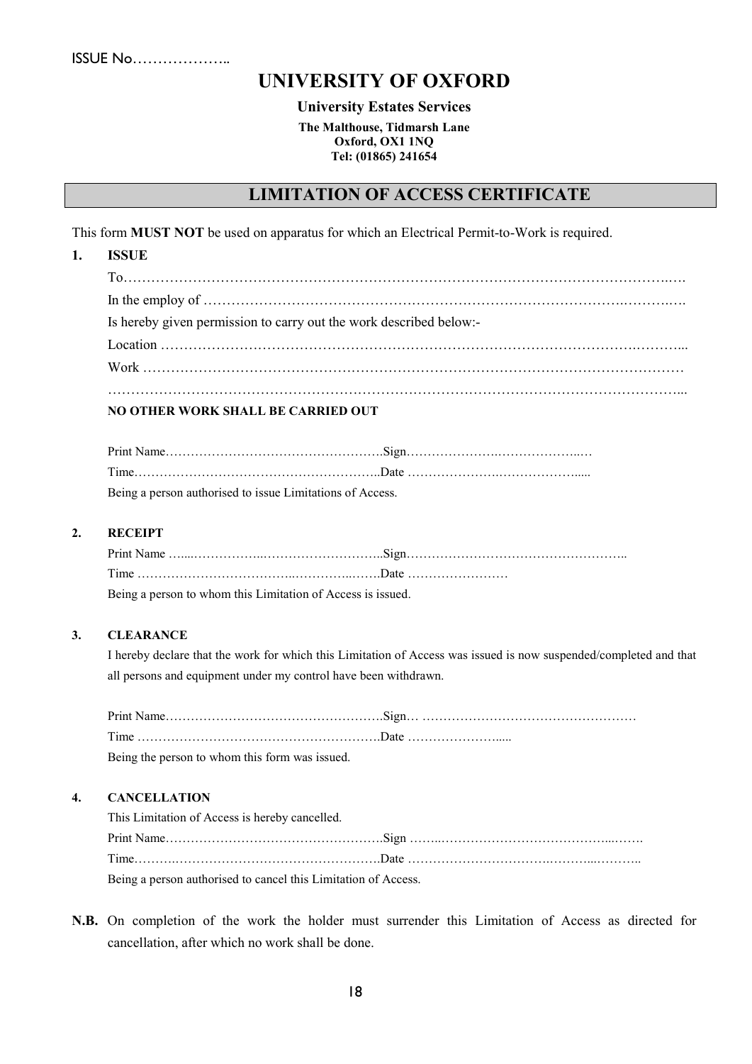ISSUE No………………..

# UNIVERSITY OF OXFORD

**University Estates Services**

**The Malthouse, Tidmarsh Lane**
**Oxford, OX1 1NQ**
**Tel: (01865) 241654**

## LIMITATION OF ACCESS CERTIFICATE

This form **MUST NOT** be used on apparatus for which an Electrical Permit-to-Work is required.

**1. ISSUE**

To……………………………………………………………………………………………………….….

In the employ of ………………………………………………………………………………….……….….

Is hereby given permission to carry out the work described below:-

Location ……………………………………………………………………………………………….………...

Work …………………………………………………………………………………………………………

……………………………………………………………………………………………………………...

**NO OTHER WORK SHALL BE CARRIED OUT**

Print Name…………………………………………….Sign…………………….………………..…

Time…………………………………………………..Date …………………….……………….....

Being a person authorised to issue Limitations of Access.

**2. RECEIPT**

Print Name …....……………..………………………..Sign……………………………………………..

Time ………………………………..…………..…….Date ……………………

Being a person to whom this Limitation of Access is issued.

**3. CLEARANCE**

I hereby declare that the work for which this Limitation of Access was issued is now suspended/completed and that all persons and equipment under my control have been withdrawn.

Print Name…………………………………………….Sign… ……………………………………………

Time …………………………………………………..Date …………………......

Being the person to whom this form was issued.

**4. CANCELLATION**

This Limitation of Access is hereby cancelled.

Print Name…………………………………………….Sign ……..………………………………...…….

Time……….……………………………………………Date ……………………………….……...………..

Being a person authorised to cancel this Limitation of Access.

**N.B.** On completion of the work the holder must surrender this Limitation of Access as directed for cancellation, after which no work shall be done.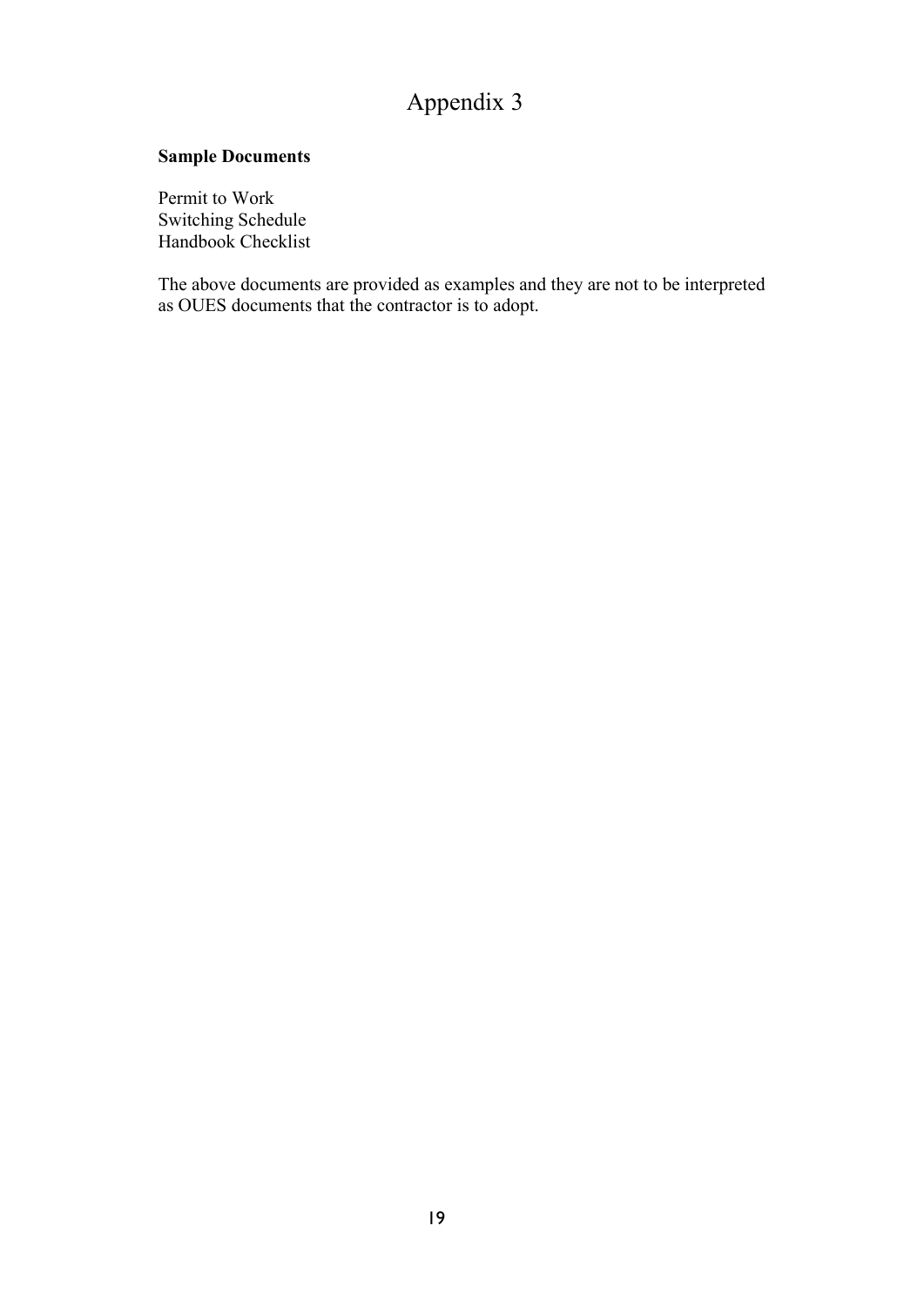# Appendix 3

**Sample Documents**

Permit to Work
Switching Schedule
Handbook Checklist

The above documents are provided as examples and they are not to be interpreted as OUES documents that the contractor is to adopt.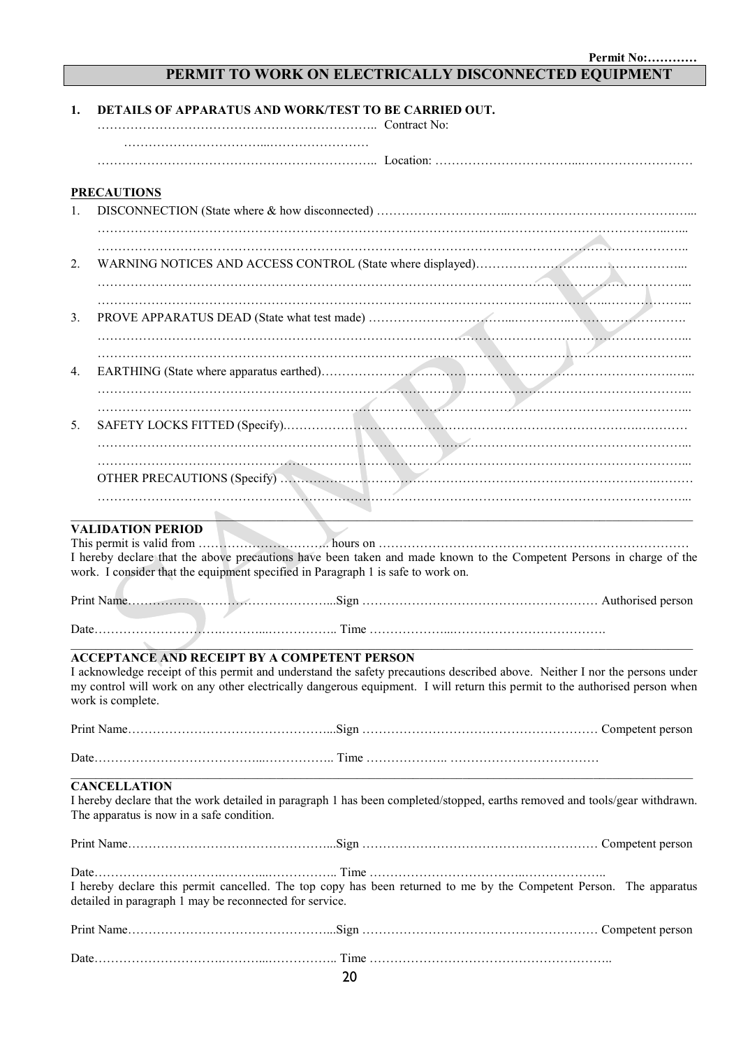**Permit No:…………**

# PERMIT TO WORK ON ELECTRICALLY DISCONNECTED EQUIPMENT

**1. DETAILS OF APPARATUS AND WORK/TEST TO BE CARRIED OUT.**

…………………………………………………………….. Contract No: ………………………………...……………………

…………………………………………………………….. Location: ……………………………...………………………

**PRECAUTIONS**

1. DISCONNECTION (State where & how disconnected) …………………………...……………………………………...
   ……………………………………………………………………………………………………………………………...
   ……………………………………………………………………………………………………………………………..
2. WARNING NOTICES AND ACCESS CONTROL (State where displayed)……………………….………………...
   ……………………………………………………………………………………………………………………………...
   ……………………………………………………………………………………………………………………………...
3. PROVE APPARATUS DEAD (State what test made) ……………………………...…………..………………………
   ……………………………………………………………………………………………………………………………...
   ……………………………………………………………………………………………………………………………...
4. EARTHING (State where apparatus earthed)……………………………………………………………………………...
   ……………………………………………………………………………………………………………………………...
   ……………………………………………………………………………………………………………………………...
5. SAFETY LOCKS FITTED (Specify).………………………………………………………………………….…………
   ……………………………………………………………………………………………………………………………...
   ……………………………………………………………………………………………………………………………...

   OTHER PRECAUTIONS (Specify) ………………………………………………………………………………….………
   ……………………………………………………………………………………………………………………………...

**VALIDATION PERIOD**

This permit is valid from …………………………. hours on ……………………………………………………………………

I hereby declare that the above precautions have been taken and made known to the Competent Persons in charge of the work. I consider that the equipment specified in Paragraph 1 is safe to work on.

Print Name…………………………………………...Sign ………………………………………………… Authorised person

Date………………………….………...…………….. Time ………………..……………………………….

**ACCEPTANCE AND RECEIPT BY A COMPETENT PERSON**

I acknowledge receipt of this permit and understand the safety precautions described above. Neither I nor the persons under my control will work on any other electrically dangerous equipment. I will return this permit to the authorised person when work is complete.

Print Name…………………………………………...Sign ………………………………………………… Competent person

Date…………………………………...…………….. Time ……………….. ………………………………

**CANCELLATION**

I hereby declare that the work detailed in paragraph 1 has been completed/stopped, earths removed and tools/gear withdrawn. The apparatus is now in a safe condition.

Print Name…………………………………………...Sign ………………………………………………… Competent person

Date………………………….………...…………….. Time ……………………………….……………….

I hereby declare this permit cancelled. The top copy has been returned to me by the Competent Person. The apparatus detailed in paragraph 1 may be reconnected for service.

Print Name…………………………………………...Sign ………………………………………………… Competent person

Date………………………….………...…………….. Time ………………………………………………..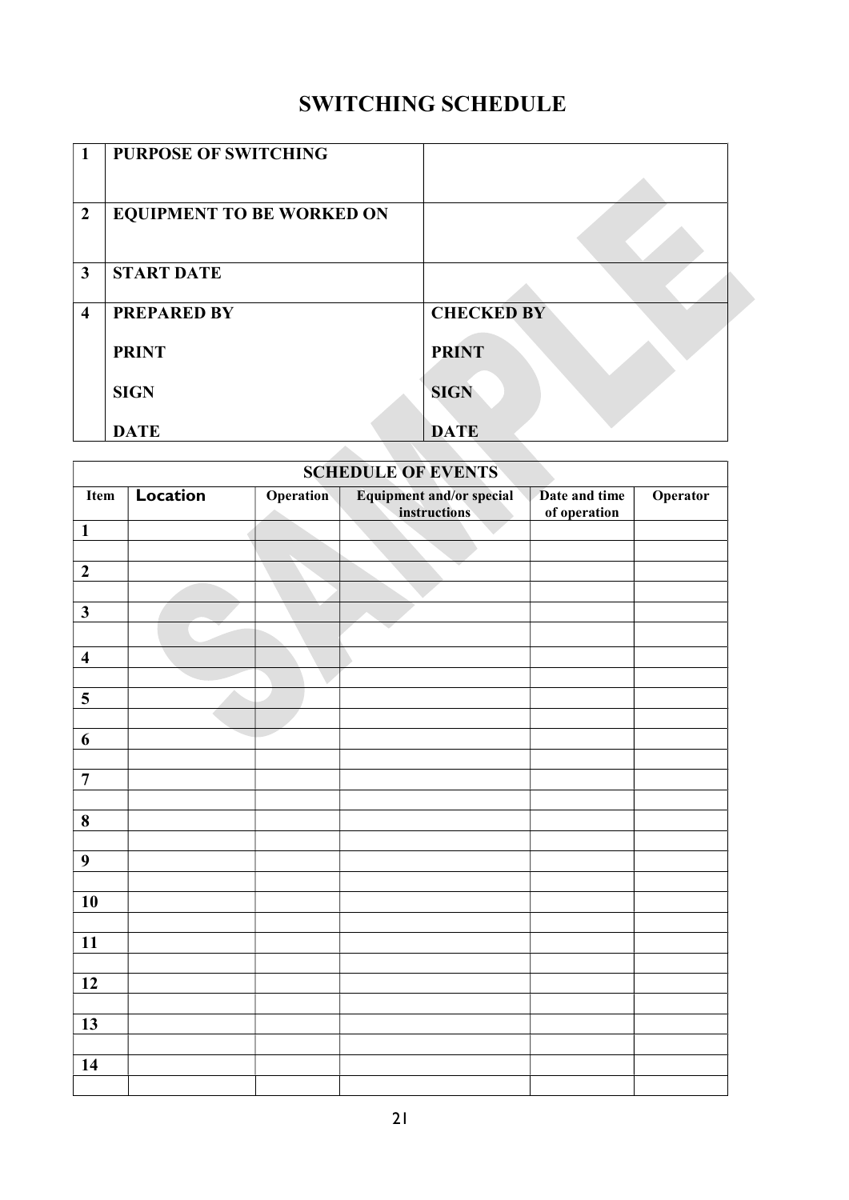# SWITCHING SCHEDULE

| | | |
|---|---|---|
| **1** | **PURPOSE OF SWITCHING** | |
| **2** | **EQUIPMENT TO BE WORKED ON** | |
| **3** | **START DATE** | |
| **4** | **PREPARED BY**<br><br>**PRINT**<br><br>**SIGN**<br><br>**DATE** | **CHECKED BY**<br><br>**PRINT**<br><br>**SIGN**<br><br>**DATE** |

| **SCHEDULE OF EVENTS** | | | | | |
|---|---|---|---|---|---|
| **Item** | **Location** | **Operation** | **Equipment and/or special instructions** | **Date and time of operation** | **Operator** |
| **1** | | | | | |
| | | | | | |
| **2** | | | | | |
| | | | | | |
| **3** | | | | | |
| | | | | | |
| **4** | | | | | |
| | | | | | |
| **5** | | | | | |
| | | | | | |
| **6** | | | | | |
| | | | | | |
| **7** | | | | | |
| | | | | | |
| **8** | | | | | |
| | | | | | |
| **9** | | | | | |
| | | | | | |
| **10** | | | | | |
| | | | | | |
| **11** | | | | | |
| | | | | | |
| **12** | | | | | |
| | | | | | |
| **13** | | | | | |
| | | | | | |
| **14** | | | | | |
| | | | | | |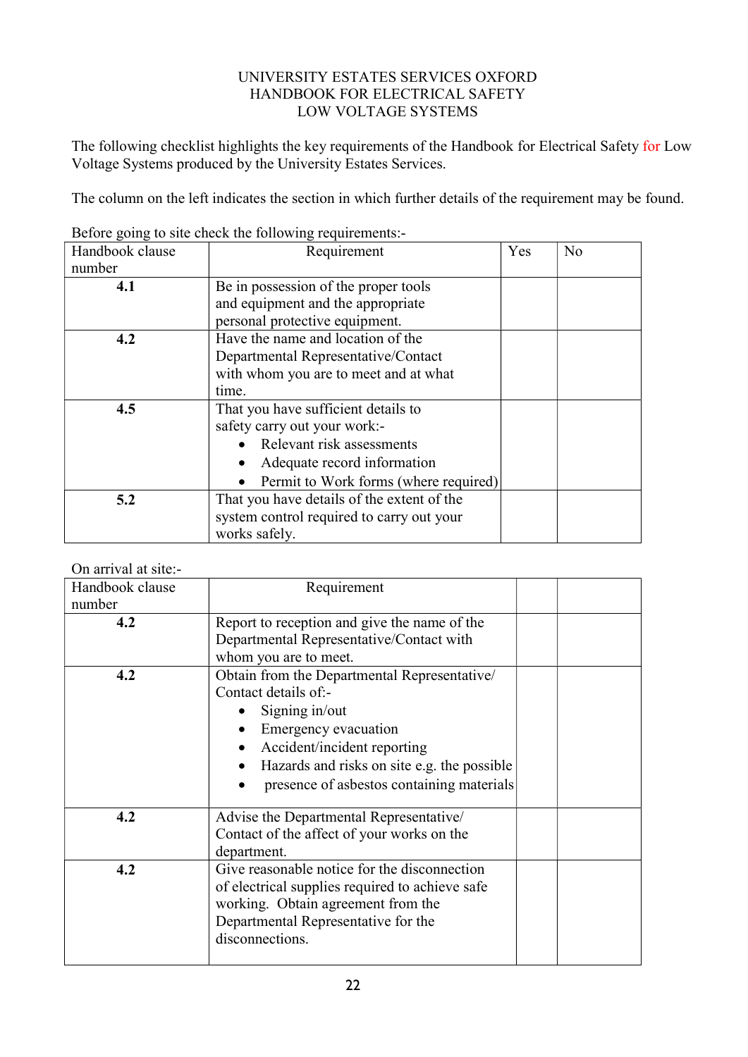UNIVERSITY ESTATES SERVICES OXFORD
HANDBOOK FOR ELECTRICAL SAFETY
LOW VOLTAGE SYSTEMS

The following checklist highlights the key requirements of the Handbook for Electrical Safety for Low Voltage Systems produced by the University Estates Services.

The column on the left indicates the section in which further details of the requirement may be found.

Before going to site check the following requirements:-

| Handbook clause number | Requirement | Yes | No |
|---|---|---|---|
| **4.1** | Be in possession of the proper tools and equipment and the appropriate personal protective equipment. | | |
| **4.2** | Have the name and location of the Departmental Representative/Contact with whom you are to meet and at what time. | | |
| **4.5** | That you have sufficient details to safety carry out your work:-<br>• Relevant risk assessments<br>• Adequate record information<br>• Permit to Work forms (where required) | | |
| **5.2** | That you have details of the extent of the system control required to carry out your works safely. | | |

On arrival at site:-

| Handbook clause number | Requirement | | |
|---|---|---|---|
| **4.2** | Report to reception and give the name of the Departmental Representative/Contact with whom you are to meet. | | |
| **4.2** | Obtain from the Departmental Representative/ Contact details of:-<br>• Signing in/out<br>• Emergency evacuation<br>• Accident/incident reporting<br>• Hazards and risks on site e.g. the possible<br>• presence of asbestos containing materials | | |
| **4.2** | Advise the Departmental Representative/ Contact of the affect of your works on the department. | | |
| **4.2** | Give reasonable notice for the disconnection of electrical supplies required to achieve safe working. Obtain agreement from the Departmental Representative for the disconnections. | | |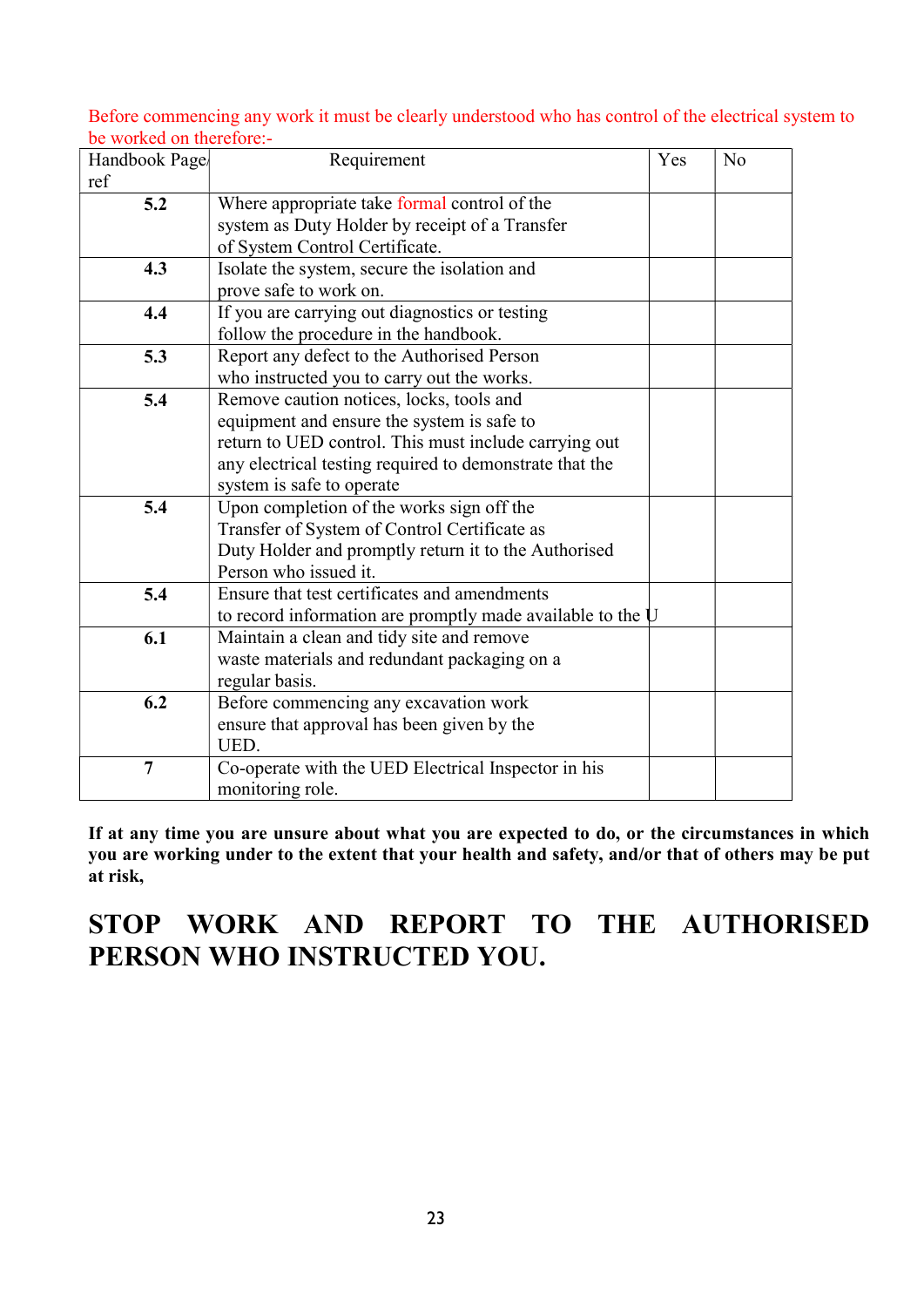Before commencing any work it must be clearly understood who has control of the electrical system to be worked on therefore:-

| Handbook Page/ ref | Requirement | Yes | No |
|---|---|---|---|
| **5.2** | Where appropriate take formal control of the system as Duty Holder by receipt of a Transfer of System Control Certificate. | | |
| **4.3** | Isolate the system, secure the isolation and prove safe to work on. | | |
| **4.4** | If you are carrying out diagnostics or testing follow the procedure in the handbook. | | |
| **5.3** | Report any defect to the Authorised Person who instructed you to carry out the works. | | |
| **5.4** | Remove caution notices, locks, tools and equipment and ensure the system is safe to return to UED control. This must include carrying out any electrical testing required to demonstrate that the system is safe to operate | | |
| **5.4** | Upon completion of the works sign off the Transfer of System of Control Certificate as Duty Holder and promptly return it to the Authorised Person who issued it. | | |
| **5.4** | Ensure that test certificates and amendments to record information are promptly made available to the U | | |
| **6.1** | Maintain a clean and tidy site and remove waste materials and redundant packaging on a regular basis. | | |
| **6.2** | Before commencing any excavation work ensure that approval has been given by the UED. | | |
| **7** | Co-operate with the UED Electrical Inspector in his monitoring role. | | |

**If at any time you are unsure about what you are expected to do, or the circumstances in which you are working under to the extent that your health and safety, and/or that of others may be put at risk,**

# STOP WORK AND REPORT TO THE AUTHORISED PERSON WHO INSTRUCTED YOU.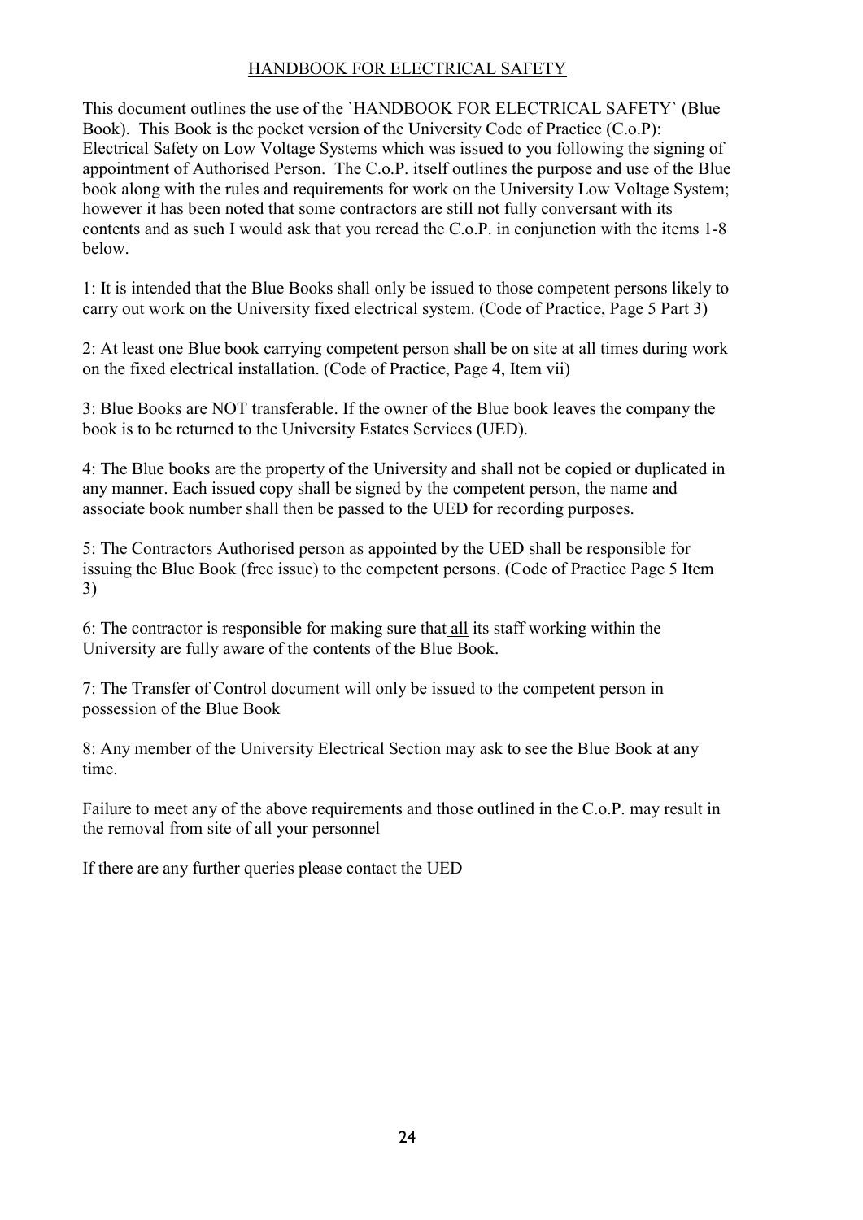# HANDBOOK FOR ELECTRICAL SAFETY

This document outlines the use of the `HANDBOOK FOR ELECTRICAL SAFETY` (Blue Book). This Book is the pocket version of the University Code of Practice (C.o.P): Electrical Safety on Low Voltage Systems which was issued to you following the signing of appointment of Authorised Person. The C.o.P. itself outlines the purpose and use of the Blue book along with the rules and requirements for work on the University Low Voltage System; however it has been noted that some contractors are still not fully conversant with its contents and as such I would ask that you reread the C.o.P. in conjunction with the items 1-8 below.

1: It is intended that the Blue Books shall only be issued to those competent persons likely to carry out work on the University fixed electrical system. (Code of Practice, Page 5 Part 3)

2: At least one Blue book carrying competent person shall be on site at all times during work on the fixed electrical installation. (Code of Practice, Page 4, Item vii)

3: Blue Books are NOT transferable. If the owner of the Blue book leaves the company the book is to be returned to the University Estates Services (UED).

4: The Blue books are the property of the University and shall not be copied or duplicated in any manner. Each issued copy shall be signed by the competent person, the name and associate book number shall then be passed to the UED for recording purposes.

5: The Contractors Authorised person as appointed by the UED shall be responsible for issuing the Blue Book (free issue) to the competent persons. (Code of Practice Page 5 Item 3)

6: The contractor is responsible for making sure that <u>all</u> its staff working within the University are fully aware of the contents of the Blue Book.

7: The Transfer of Control document will only be issued to the competent person in possession of the Blue Book

8: Any member of the University Electrical Section may ask to see the Blue Book at any time.

Failure to meet any of the above requirements and those outlined in the C.o.P. may result in the removal from site of all your personnel

If there are any further queries please contact the UED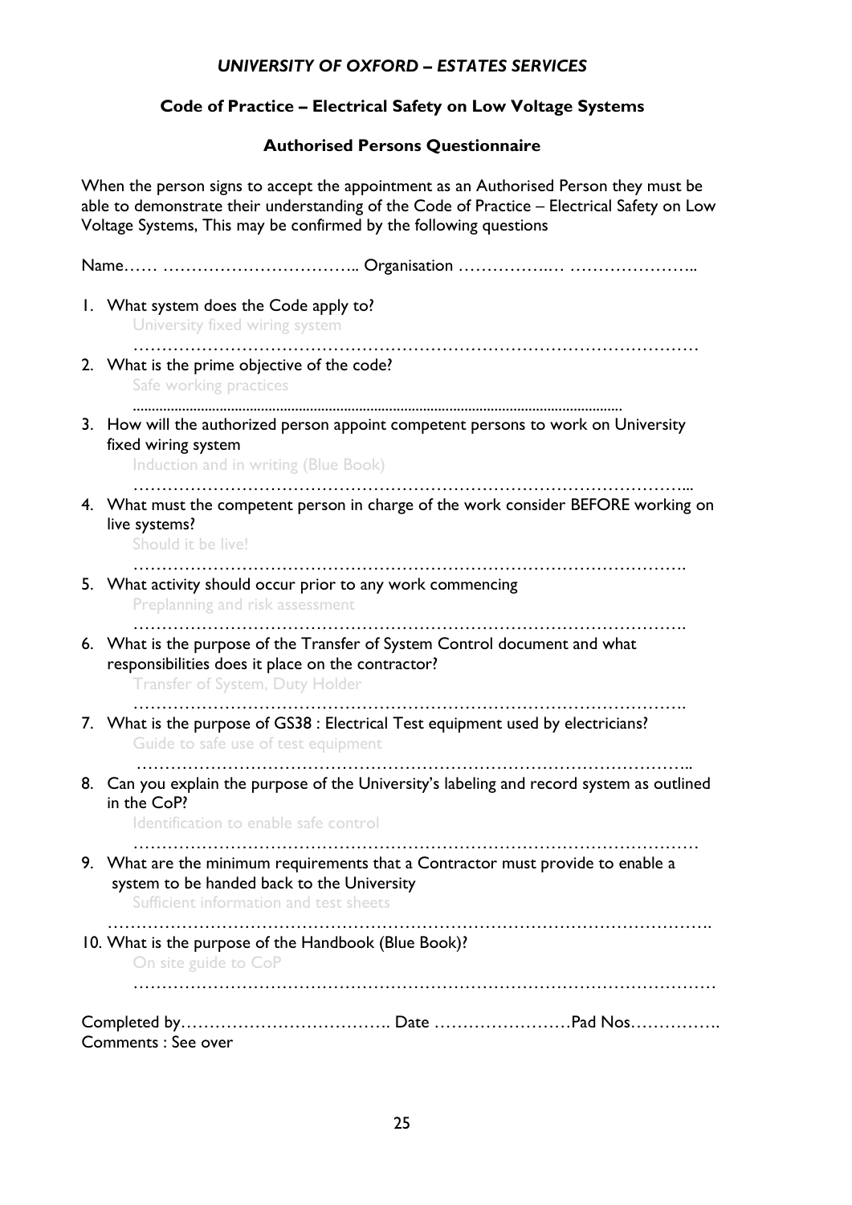*UNIVERSITY OF OXFORD – ESTATES SERVICES*

**Code of Practice – Electrical Safety on Low Voltage Systems**

**Authorised Persons Questionnaire**

When the person signs to accept the appointment as an Authorised Person they must be able to demonstrate their understanding of the Code of Practice – Electrical Safety on Low Voltage Systems, This may be confirmed by the following questions

Name…… …………………………….. Organisation ……………..… …………………..

1. What system does the Code apply to?
   University fixed wiring system
   ……………………………………………………………………………………………
2. What is the prime objective of the code?
   Safe working practices
   ……………………………………………………………………………………………
3. How will the authorized person appoint competent persons to work on University fixed wiring system
   Induction and in writing (Blue Book)
   ……………………………………………………………………………………………
4. What must the competent person in charge of the work consider BEFORE working on live systems?
   Should it be live!
   ……………………………………………………………………………………………
5. What activity should occur prior to any work commencing
   Preplanning and risk assessment
   ……………………………………………………………………………………………
6. What is the purpose of the Transfer of System Control document and what responsibilities does it place on the contractor?
   Transfer of System, Duty Holder
   ……………………………………………………………………………………………
7. What is the purpose of GS38 : Electrical Test equipment used by electricians?
   Guide to safe use of test equipment
   ……………………………………………………………………………………………
8. Can you explain the purpose of the University's labeling and record system as outlined in the CoP?
   Identification to enable safe control
   ……………………………………………………………………………………………
9. What are the minimum requirements that a Contractor must provide to enable a system to be handed back to the University
   Sufficient information and test sheets
   ……………………………………………………………………………………………
10. What is the purpose of the Handbook (Blue Book)?
    On site guide to CoP
    ……………………………………………………………………………………………

Completed by……………………………….. Date ……………………Pad Nos…………….
Comments : See over